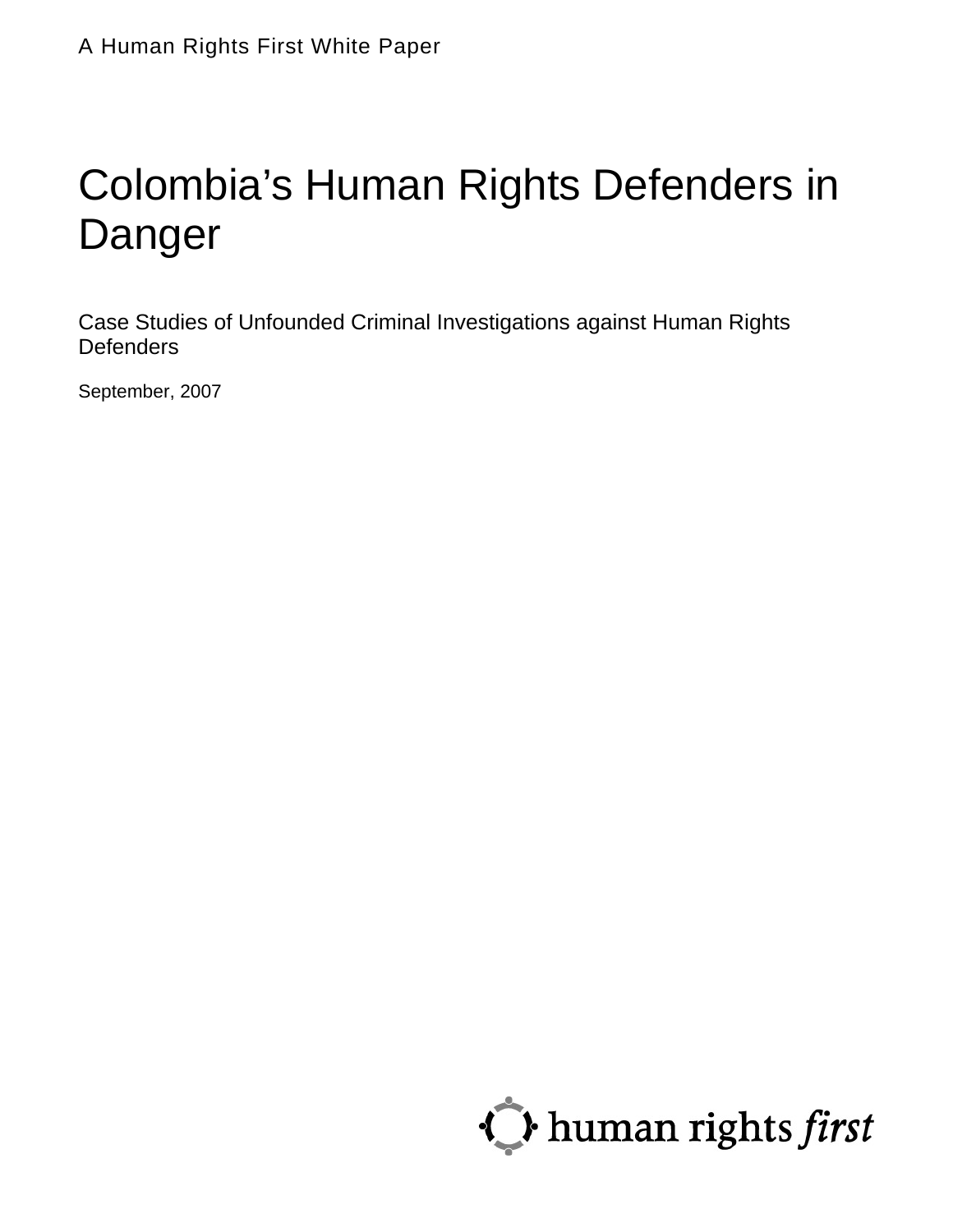A Human Rights First White Paper

# Colombia's Human Rights Defenders in Danger

## Case Studies of Unfounded Criminal Investigations against Human Rights Defenders

September, 2007

human rights *first*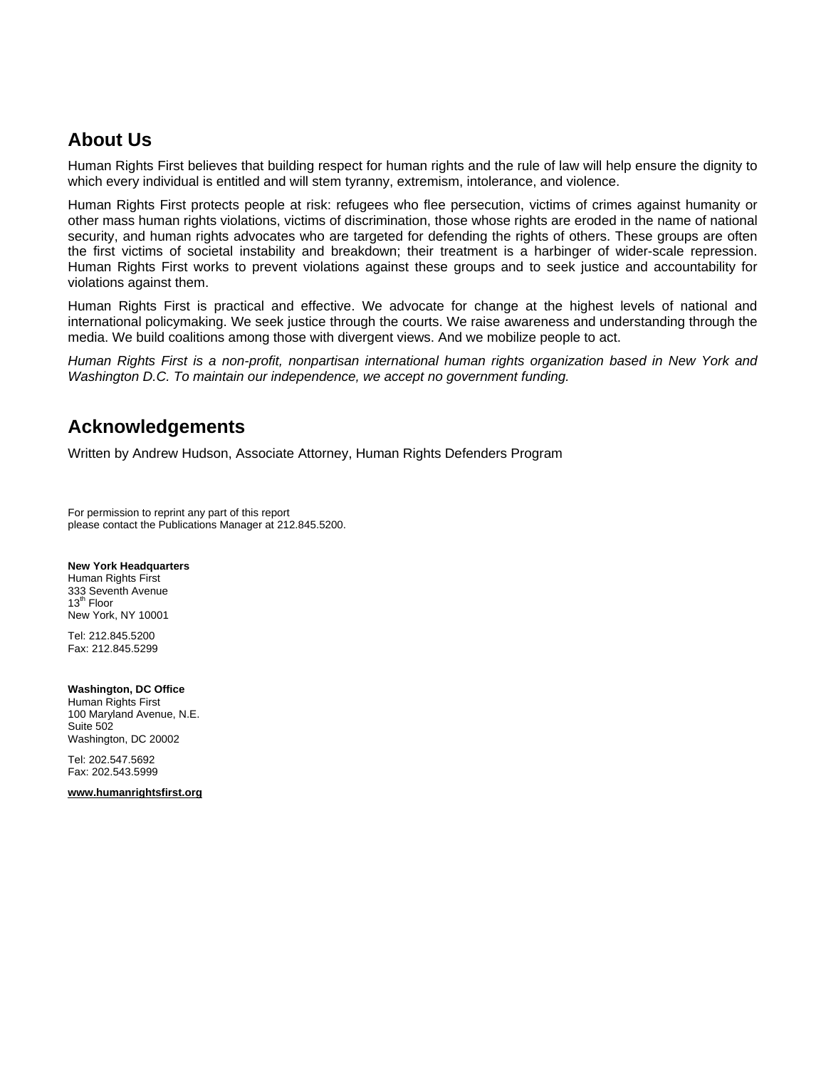## About Us

Human Rights First believes that building respect for human rights and the rule of law will help ensure the dignity to which every individual is entitled and will stem tyranny, extremism, intolerance, and violence.

Human Rights First protects people at risk: refugees who flee persecution, victims of crimes against humanity or other mass human rights violations, victims of discrimination, those whose rights are eroded in the name of national security, and human rights advocates who are targeted for defending the rights of others. These groups are often the first victims of societal instability and breakdown; their treatment is a harbinger of wider-scale repression. Human Rights First works to prevent violations against these groups and to seek justice and accountability for violations against them.

Human Rights First is practical and effective. We advocate for change at the highest levels of national and international policymaking. We seek justice through the courts. We raise awareness and understanding through the media. We build coalitions among those with divergent views. And we mobilize people to act.

*Human Rights First is a non-profit, nonpartisan international human rights organization based in New York and Washington D.C. To maintain our independence, we accept no government funding.*

## Acknowledgements

Written by Andrew Hudson, Associate Attorney, Human Rights Defenders Program

For permission to reprint any part of this report
please contact the Publications Manager at 212.845.5200.

**New York Headquarters**
Human Rights First
333 Seventh Avenue
13th Floor
New York, NY 10001

Tel: 212.845.5200
Fax: 212.845.5299

**Washington, DC Office**
Human Rights First
100 Maryland Avenue, N.E.
Suite 502
Washington, DC 20002

Tel: 202.547.5692
Fax: 202.543.5999

**www.humanrightsfirst.org**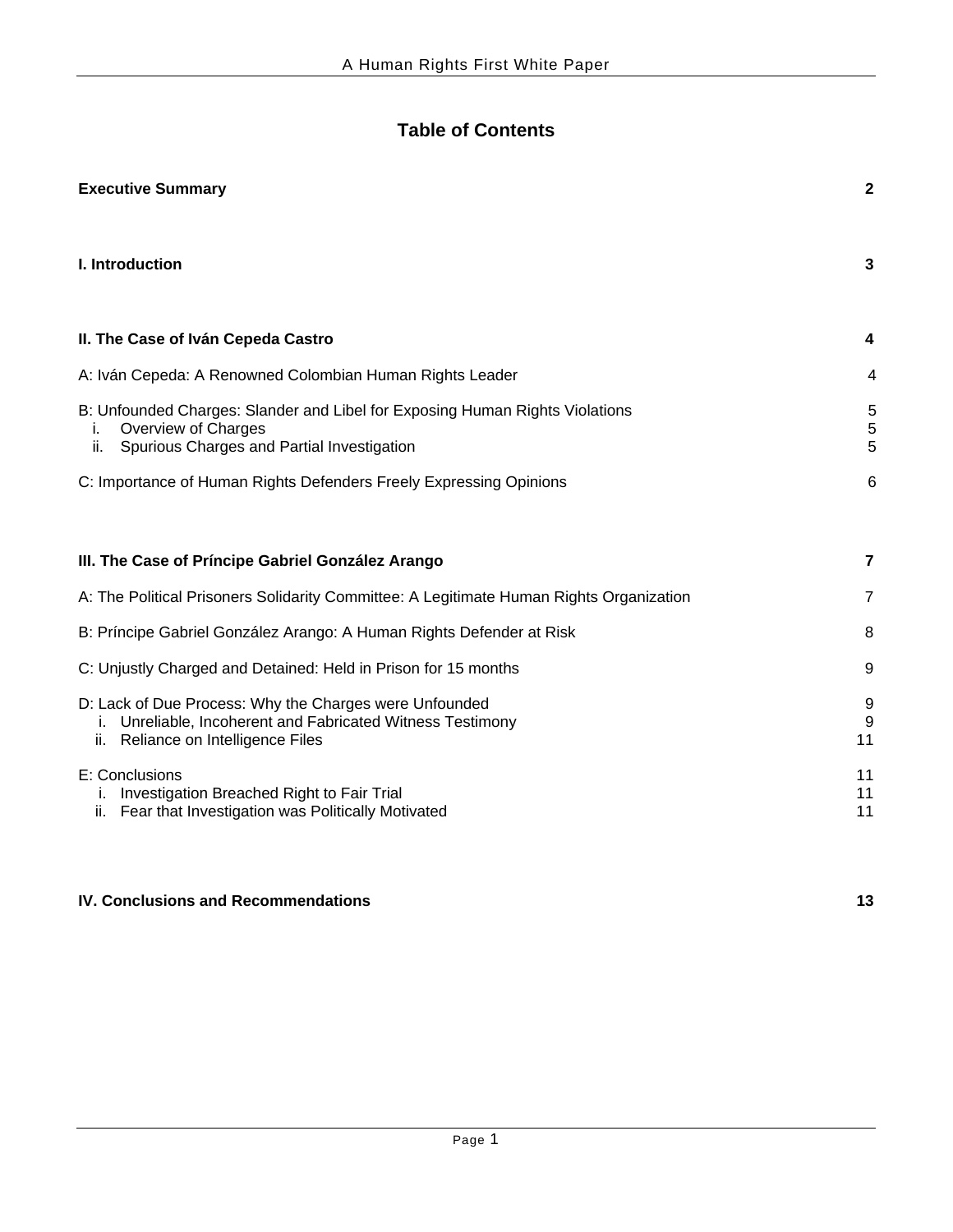# Table of Contents

| | |
|---|---|
| **Executive Summary** | **2** |
| **I. Introduction** | **3** |
| **II. The Case of Iván Cepeda Castro** | **4** |
| A: Iván Cepeda: A Renowned Colombian Human Rights Leader | 4 |
| B: Unfounded Charges: Slander and Libel for Exposing Human Rights Violations | 5 |
| i. Overview of Charges | 5 |
| ii. Spurious Charges and Partial Investigation | 5 |
| C: Importance of Human Rights Defenders Freely Expressing Opinions | 6 |
| **III. The Case of Príncipe Gabriel González Arango** | **7** |
| A: The Political Prisoners Solidarity Committee: A Legitimate Human Rights Organization | 7 |
| B: Príncipe Gabriel González Arango: A Human Rights Defender at Risk | 8 |
| C: Unjustly Charged and Detained: Held in Prison for 15 months | 9 |
| D: Lack of Due Process: Why the Charges were Unfounded | 9 |
| i. Unreliable, Incoherent and Fabricated Witness Testimony | 9 |
| ii. Reliance on Intelligence Files | 11 |
| E: Conclusions | 11 |
| i. Investigation Breached Right to Fair Trial | 11 |
| ii. Fear that Investigation was Politically Motivated | 11 |
| **IV. Conclusions and Recommendations** | **13** |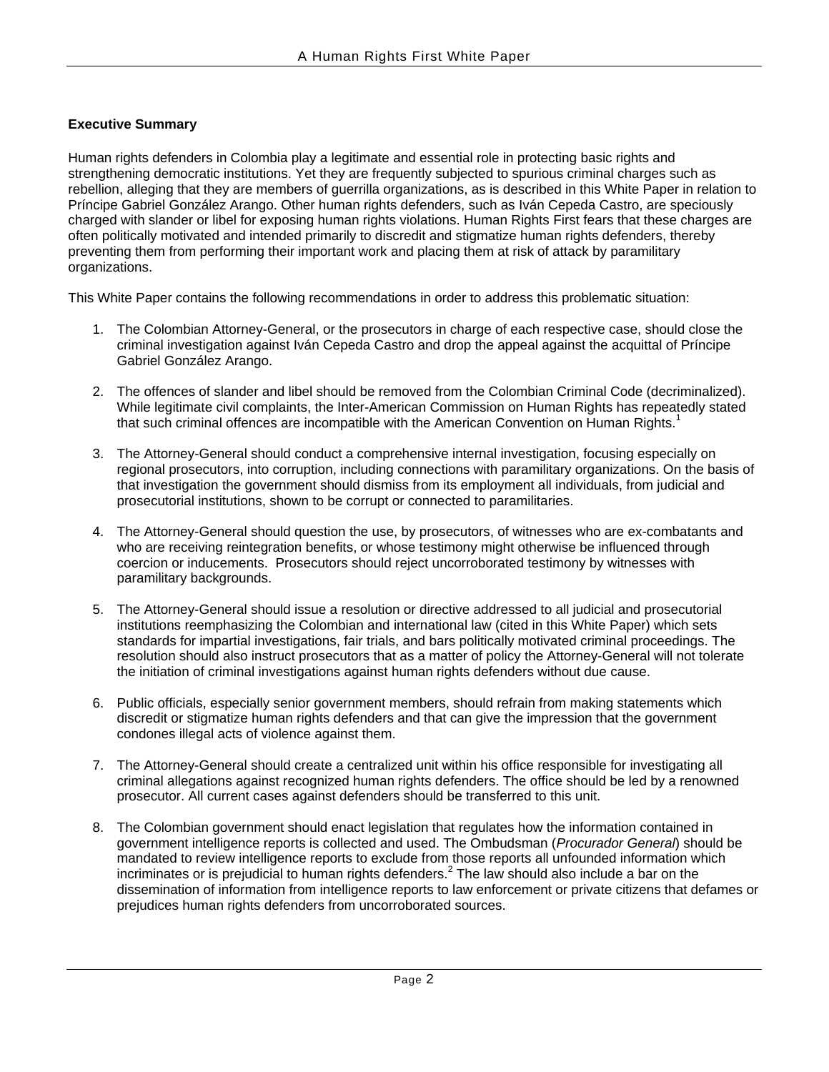**Executive Summary**

Human rights defenders in Colombia play a legitimate and essential role in protecting basic rights and strengthening democratic institutions. Yet they are frequently subjected to spurious criminal charges such as rebellion, alleging that they are members of guerrilla organizations, as is described in this White Paper in relation to Príncipe Gabriel González Arango. Other human rights defenders, such as Iván Cepeda Castro, are speciously charged with slander or libel for exposing human rights violations. Human Rights First fears that these charges are often politically motivated and intended primarily to discredit and stigmatize human rights defenders, thereby preventing them from performing their important work and placing them at risk of attack by paramilitary organizations.

This White Paper contains the following recommendations in order to address this problematic situation:

1. The Colombian Attorney-General, or the prosecutors in charge of each respective case, should close the criminal investigation against Iván Cepeda Castro and drop the appeal against the acquittal of Príncipe Gabriel González Arango.

2. The offences of slander and libel should be removed from the Colombian Criminal Code (decriminalized). While legitimate civil complaints, the Inter-American Commission on Human Rights has repeatedly stated that such criminal offences are incompatible with the American Convention on Human Rights.[1]

3. The Attorney-General should conduct a comprehensive internal investigation, focusing especially on regional prosecutors, into corruption, including connections with paramilitary organizations. On the basis of that investigation the government should dismiss from its employment all individuals, from judicial and prosecutorial institutions, shown to be corrupt or connected to paramilitaries.

4. The Attorney-General should question the use, by prosecutors, of witnesses who are ex-combatants and who are receiving reintegration benefits, or whose testimony might otherwise be influenced through coercion or inducements. Prosecutors should reject uncorroborated testimony by witnesses with paramilitary backgrounds.

5. The Attorney-General should issue a resolution or directive addressed to all judicial and prosecutorial institutions reemphasizing the Colombian and international law (cited in this White Paper) which sets standards for impartial investigations, fair trials, and bars politically motivated criminal proceedings. The resolution should also instruct prosecutors that as a matter of policy the Attorney-General will not tolerate the initiation of criminal investigations against human rights defenders without due cause.

6. Public officials, especially senior government members, should refrain from making statements which discredit or stigmatize human rights defenders and that can give the impression that the government condones illegal acts of violence against them.

7. The Attorney-General should create a centralized unit within his office responsible for investigating all criminal allegations against recognized human rights defenders. The office should be led by a renowned prosecutor. All current cases against defenders should be transferred to this unit.

8. The Colombian government should enact legislation that regulates how the information contained in government intelligence reports is collected and used. The Ombudsman (*Procurador General*) should be mandated to review intelligence reports to exclude from those reports all unfounded information which incriminates or is prejudicial to human rights defenders.[2] The law should also include a bar on the dissemination of information from intelligence reports to law enforcement or private citizens that defames or prejudices human rights defenders from uncorroborated sources.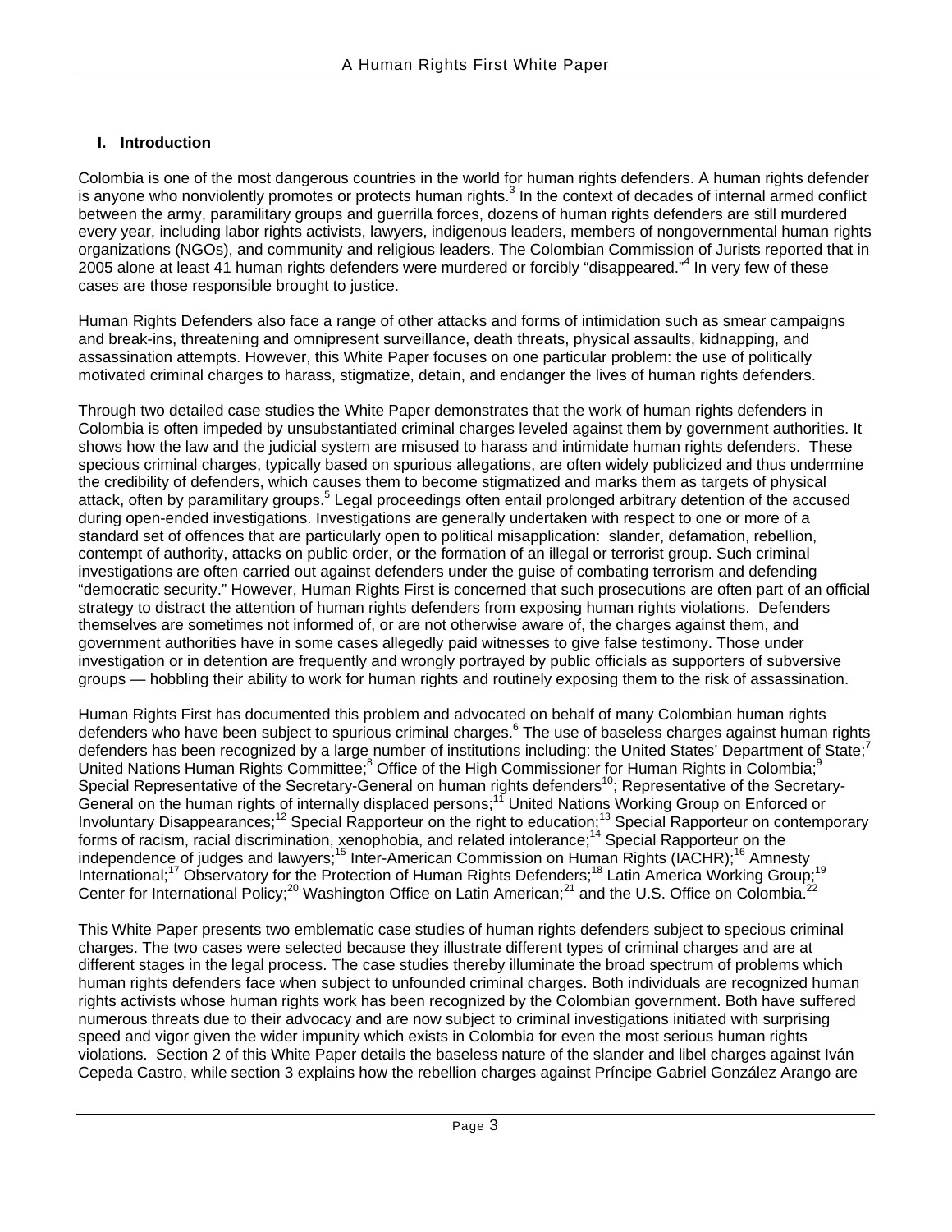## I. Introduction

Colombia is one of the most dangerous countries in the world for human rights defenders. A human rights defender is anyone who nonviolently promotes or protects human rights.[3] In the context of decades of internal armed conflict between the army, paramilitary groups and guerrilla forces, dozens of human rights defenders are still murdered every year, including labor rights activists, lawyers, indigenous leaders, members of nongovernmental human rights organizations (NGOs), and community and religious leaders. The Colombian Commission of Jurists reported that in 2005 alone at least 41 human rights defenders were murdered or forcibly "disappeared."[4] In very few of these cases are those responsible brought to justice.

Human Rights Defenders also face a range of other attacks and forms of intimidation such as smear campaigns and break-ins, threatening and omnipresent surveillance, death threats, physical assaults, kidnapping, and assassination attempts. However, this White Paper focuses on one particular problem: the use of politically motivated criminal charges to harass, stigmatize, detain, and endanger the lives of human rights defenders.

Through two detailed case studies the White Paper demonstrates that the work of human rights defenders in Colombia is often impeded by unsubstantiated criminal charges leveled against them by government authorities. It shows how the law and the judicial system are misused to harass and intimidate human rights defenders. These specious criminal charges, typically based on spurious allegations, are often widely publicized and thus undermine the credibility of defenders, which causes them to become stigmatized and marks them as targets of physical attack, often by paramilitary groups.[5] Legal proceedings often entail prolonged arbitrary detention of the accused during open-ended investigations. Investigations are generally undertaken with respect to one or more of a standard set of offences that are particularly open to political misapplication: slander, defamation, rebellion, contempt of authority, attacks on public order, or the formation of an illegal or terrorist group. Such criminal investigations are often carried out against defenders under the guise of combating terrorism and defending "democratic security." However, Human Rights First is concerned that such prosecutions are often part of an official strategy to distract the attention of human rights defenders from exposing human rights violations. Defenders themselves are sometimes not informed of, or are not otherwise aware of, the charges against them, and government authorities have in some cases allegedly paid witnesses to give false testimony. Those under investigation or in detention are frequently and wrongly portrayed by public officials as supporters of subversive groups — hobbling their ability to work for human rights and routinely exposing them to the risk of assassination.

Human Rights First has documented this problem and advocated on behalf of many Colombian human rights defenders who have been subject to spurious criminal charges.[6] The use of baseless charges against human rights defenders has been recognized by a large number of institutions including: the United States' Department of State;[7] United Nations Human Rights Committee;[8] Office of the High Commissioner for Human Rights in Colombia;[9] Special Representative of the Secretary-General on human rights defenders[10]; Representative of the Secretary-General on the human rights of internally displaced persons;[11] United Nations Working Group on Enforced or Involuntary Disappearances;[12] Special Rapporteur on the right to education;[13] Special Rapporteur on contemporary forms of racism, racial discrimination, xenophobia, and related intolerance;[14] Special Rapporteur on the independence of judges and lawyers;[15] Inter-American Commission on Human Rights (IACHR);[16] Amnesty International;[17] Observatory for the Protection of Human Rights Defenders;[18] Latin America Working Group;[19] Center for International Policy;[20] Washington Office on Latin American;[21] and the U.S. Office on Colombia.[22]

This White Paper presents two emblematic case studies of human rights defenders subject to specious criminal charges. The two cases were selected because they illustrate different types of criminal charges and are at different stages in the legal process. The case studies thereby illuminate the broad spectrum of problems which human rights defenders face when subject to unfounded criminal charges. Both individuals are recognized human rights activists whose human rights work has been recognized by the Colombian government. Both have suffered numerous threats due to their advocacy and are now subject to criminal investigations initiated with surprising speed and vigor given the wider impunity which exists in Colombia for even the most serious human rights violations. Section 2 of this White Paper details the baseless nature of the slander and libel charges against Iván Cepeda Castro, while section 3 explains how the rebellion charges against Príncipe Gabriel González Arango are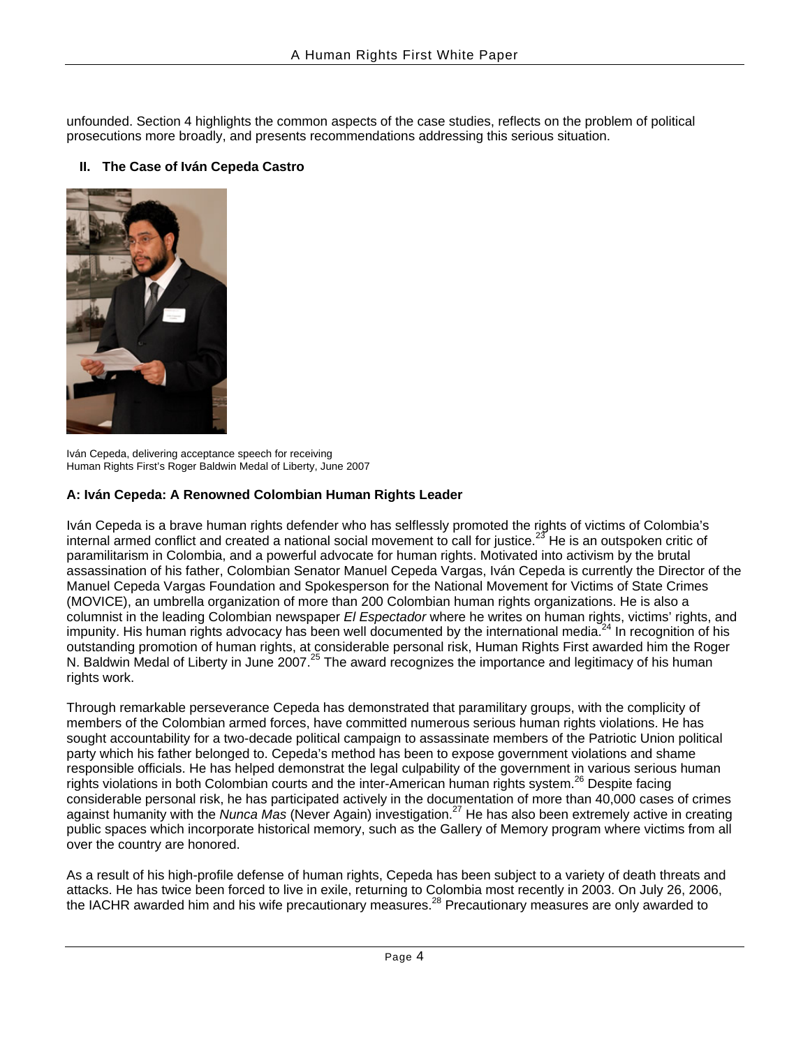unfounded. Section 4 highlights the common aspects of the case studies, reflects on the problem of political prosecutions more broadly, and presents recommendations addressing this serious situation.

## II. The Case of Iván Cepeda Castro

Iván Cepeda, delivering acceptance speech for receiving Human Rights First's Roger Baldwin Medal of Liberty, June 2007

### A: Iván Cepeda: A Renowned Colombian Human Rights Leader

Iván Cepeda is a brave human rights defender who has selflessly promoted the rights of victims of Colombia's internal armed conflict and created a national social movement to call for justice.[23] He is an outspoken critic of paramilitarism in Colombia, and a powerful advocate for human rights. Motivated into activism by the brutal assassination of his father, Colombian Senator Manuel Cepeda Vargas, Iván Cepeda is currently the Director of the Manuel Cepeda Vargas Foundation and Spokesperson for the National Movement for Victims of State Crimes (MOVICE), an umbrella organization of more than 200 Colombian human rights organizations. He is also a columnist in the leading Colombian newspaper *El Espectador* where he writes on human rights, victims' rights, and impunity. His human rights advocacy has been well documented by the international media.[24] In recognition of his outstanding promotion of human rights, at considerable personal risk, Human Rights First awarded him the Roger N. Baldwin Medal of Liberty in June 2007.[25] The award recognizes the importance and legitimacy of his human rights work.

Through remarkable perseverance Cepeda has demonstrated that paramilitary groups, with the complicity of members of the Colombian armed forces, have committed numerous serious human rights violations. He has sought accountability for a two-decade political campaign to assassinate members of the Patriotic Union political party which his father belonged to. Cepeda's method has been to expose government violations and shame responsible officials. He has helped demonstrat the legal culpability of the government in various serious human rights violations in both Colombian courts and the inter-American human rights system.[26] Despite facing considerable personal risk, he has participated actively in the documentation of more than 40,000 cases of crimes against humanity with the *Nunca Mas* (Never Again) investigation.[27] He has also been extremely active in creating public spaces which incorporate historical memory, such as the Gallery of Memory program where victims from all over the country are honored.

As a result of his high-profile defense of human rights, Cepeda has been subject to a variety of death threats and attacks. He has twice been forced to live in exile, returning to Colombia most recently in 2003. On July 26, 2006, the IACHR awarded him and his wife precautionary measures.[28] Precautionary measures are only awarded to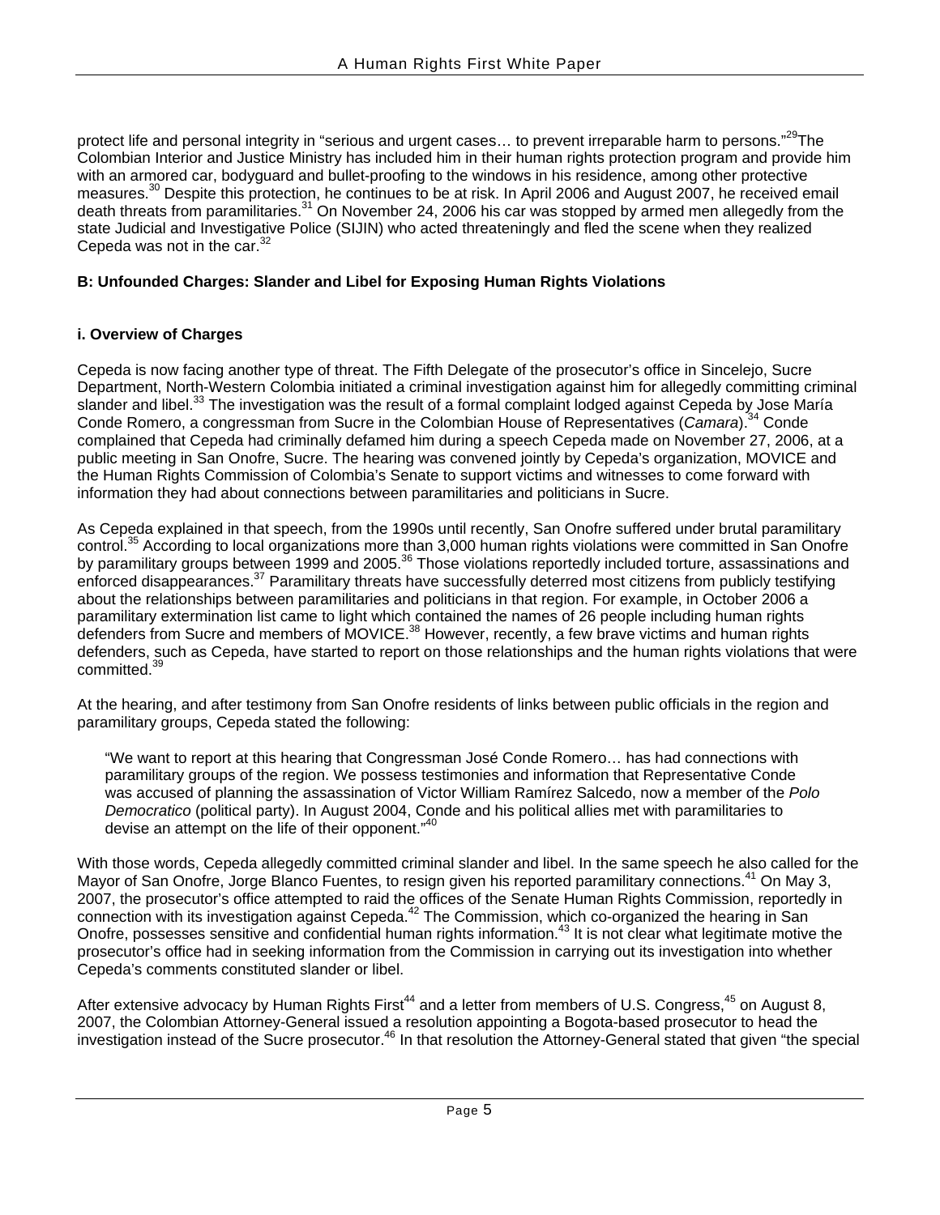protect life and personal integrity in "serious and urgent cases… to prevent irreparable harm to persons."[29] The Colombian Interior and Justice Ministry has included him in their human rights protection program and provide him with an armored car, bodyguard and bullet-proofing to the windows in his residence, among other protective measures.[30] Despite this protection, he continues to be at risk. In April 2006 and August 2007, he received email death threats from paramilitaries.[31] On November 24, 2006 his car was stopped by armed men allegedly from the state Judicial and Investigative Police (SIJIN) who acted threateningly and fled the scene when they realized Cepeda was not in the car.[32]

### B: Unfounded Charges: Slander and Libel for Exposing Human Rights Violations

#### i. Overview of Charges

Cepeda is now facing another type of threat. The Fifth Delegate of the prosecutor's office in Sincelejo, Sucre Department, North-Western Colombia initiated a criminal investigation against him for allegedly committing criminal slander and libel.[33] The investigation was the result of a formal complaint lodged against Cepeda by Jose María Conde Romero, a congressman from Sucre in the Colombian House of Representatives (*Camara*).[34] Conde complained that Cepeda had criminally defamed him during a speech Cepeda made on November 27, 2006, at a public meeting in San Onofre, Sucre. The hearing was convened jointly by Cepeda's organization, MOVICE and the Human Rights Commission of Colombia's Senate to support victims and witnesses to come forward with information they had about connections between paramilitaries and politicians in Sucre.

As Cepeda explained in that speech, from the 1990s until recently, San Onofre suffered under brutal paramilitary control.[35] According to local organizations more than 3,000 human rights violations were committed in San Onofre by paramilitary groups between 1999 and 2005.[36] Those violations reportedly included torture, assassinations and enforced disappearances.[37] Paramilitary threats have successfully deterred most citizens from publicly testifying about the relationships between paramilitaries and politicians in that region. For example, in October 2006 a paramilitary extermination list came to light which contained the names of 26 people including human rights defenders from Sucre and members of MOVICE.[38] However, recently, a few brave victims and human rights defenders, such as Cepeda, have started to report on those relationships and the human rights violations that were committed.[39]

At the hearing, and after testimony from San Onofre residents of links between public officials in the region and paramilitary groups, Cepeda stated the following:

> "We want to report at this hearing that Congressman José Conde Romero… has had connections with paramilitary groups of the region. We possess testimonies and information that Representative Conde was accused of planning the assassination of Victor William Ramírez Salcedo, now a member of the *Polo Democratico* (political party). In August 2004, Conde and his political allies met with paramilitaries to devise an attempt on the life of their opponent."[40]

With those words, Cepeda allegedly committed criminal slander and libel. In the same speech he also called for the Mayor of San Onofre, Jorge Blanco Fuentes, to resign given his reported paramilitary connections.[41] On May 3, 2007, the prosecutor's office attempted to raid the offices of the Senate Human Rights Commission, reportedly in connection with its investigation against Cepeda.[42] The Commission, which co-organized the hearing in San Onofre, possesses sensitive and confidential human rights information.[43] It is not clear what legitimate motive the prosecutor's office had in seeking information from the Commission in carrying out its investigation into whether Cepeda's comments constituted slander or libel.

After extensive advocacy by Human Rights First[44] and a letter from members of U.S. Congress,[45] on August 8, 2007, the Colombian Attorney-General issued a resolution appointing a Bogota-based prosecutor to head the investigation instead of the Sucre prosecutor.[46] In that resolution the Attorney-General stated that given "the special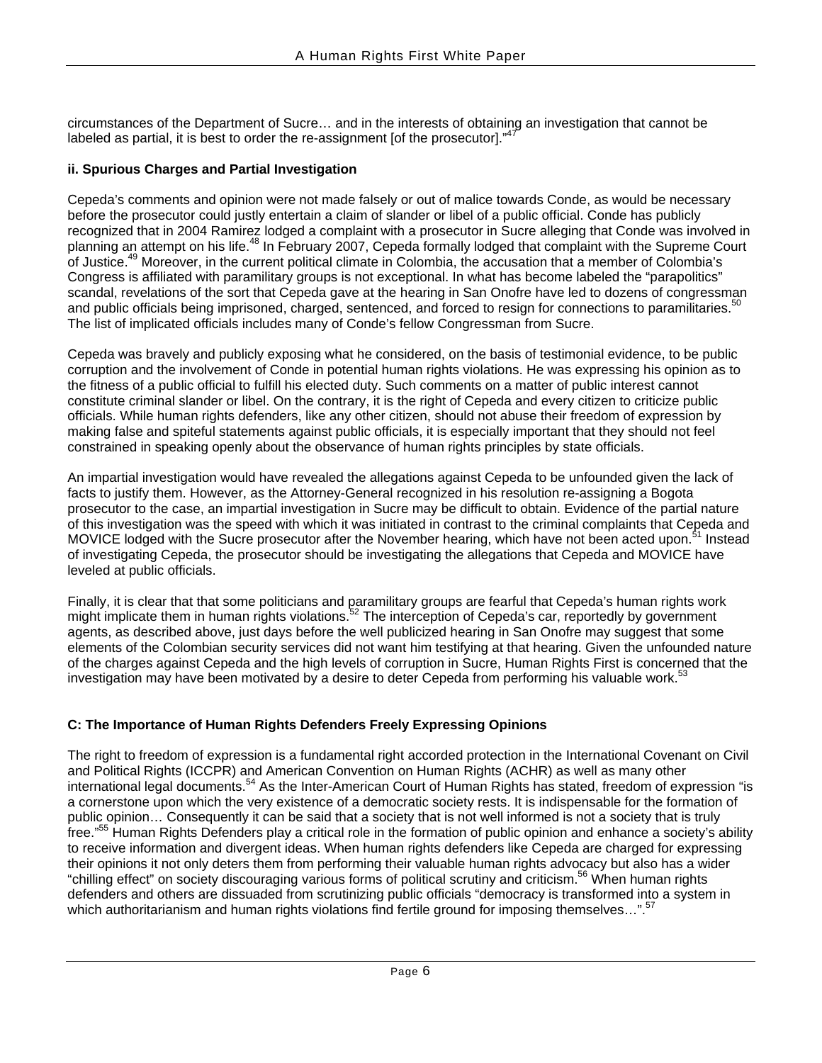circumstances of the Department of Sucre… and in the interests of obtaining an investigation that cannot be labeled as partial, it is best to order the re-assignment [of the prosecutor]."[47]

### ii. Spurious Charges and Partial Investigation

Cepeda's comments and opinion were not made falsely or out of malice towards Conde, as would be necessary before the prosecutor could justly entertain a claim of slander or libel of a public official. Conde has publicly recognized that in 2004 Ramirez lodged a complaint with a prosecutor in Sucre alleging that Conde was involved in planning an attempt on his life.[48] In February 2007, Cepeda formally lodged that complaint with the Supreme Court of Justice.[49] Moreover, in the current political climate in Colombia, the accusation that a member of Colombia's Congress is affiliated with paramilitary groups is not exceptional. In what has become labeled the "parapolitics" scandal, revelations of the sort that Cepeda gave at the hearing in San Onofre have led to dozens of congressman and public officials being imprisoned, charged, sentenced, and forced to resign for connections to paramilitaries.[50] The list of implicated officials includes many of Conde's fellow Congressman from Sucre.

Cepeda was bravely and publicly exposing what he considered, on the basis of testimonial evidence, to be public corruption and the involvement of Conde in potential human rights violations. He was expressing his opinion as to the fitness of a public official to fulfill his elected duty. Such comments on a matter of public interest cannot constitute criminal slander or libel. On the contrary, it is the right of Cepeda and every citizen to criticize public officials. While human rights defenders, like any other citizen, should not abuse their freedom of expression by making false and spiteful statements against public officials, it is especially important that they should not feel constrained in speaking openly about the observance of human rights principles by state officials.

An impartial investigation would have revealed the allegations against Cepeda to be unfounded given the lack of facts to justify them. However, as the Attorney-General recognized in his resolution re-assigning a Bogota prosecutor to the case, an impartial investigation in Sucre may be difficult to obtain. Evidence of the partial nature of this investigation was the speed with which it was initiated in contrast to the criminal complaints that Cepeda and MOVICE lodged with the Sucre prosecutor after the November hearing, which have not been acted upon.[51] Instead of investigating Cepeda, the prosecutor should be investigating the allegations that Cepeda and MOVICE have leveled at public officials.

Finally, it is clear that that some politicians and paramilitary groups are fearful that Cepeda's human rights work might implicate them in human rights violations.[52] The interception of Cepeda's car, reportedly by government agents, as described above, just days before the well publicized hearing in San Onofre may suggest that some elements of the Colombian security services did not want him testifying at that hearing. Given the unfounded nature of the charges against Cepeda and the high levels of corruption in Sucre, Human Rights First is concerned that the investigation may have been motivated by a desire to deter Cepeda from performing his valuable work.[53]

## C: The Importance of Human Rights Defenders Freely Expressing Opinions

The right to freedom of expression is a fundamental right accorded protection in the International Covenant on Civil and Political Rights (ICCPR) and American Convention on Human Rights (ACHR) as well as many other international legal documents.[54] As the Inter-American Court of Human Rights has stated, freedom of expression "is a cornerstone upon which the very existence of a democratic society rests. It is indispensable for the formation of public opinion… Consequently it can be said that a society that is not well informed is not a society that is truly free."[55] Human Rights Defenders play a critical role in the formation of public opinion and enhance a society's ability to receive information and divergent ideas. When human rights defenders like Cepeda are charged for expressing their opinions it not only deters them from performing their valuable human rights advocacy but also has a wider "chilling effect" on society discouraging various forms of political scrutiny and criticism.[56] When human rights defenders and others are dissuaded from scrutinizing public officials "democracy is transformed into a system in which authoritarianism and human rights violations find fertile ground for imposing themselves…".[57]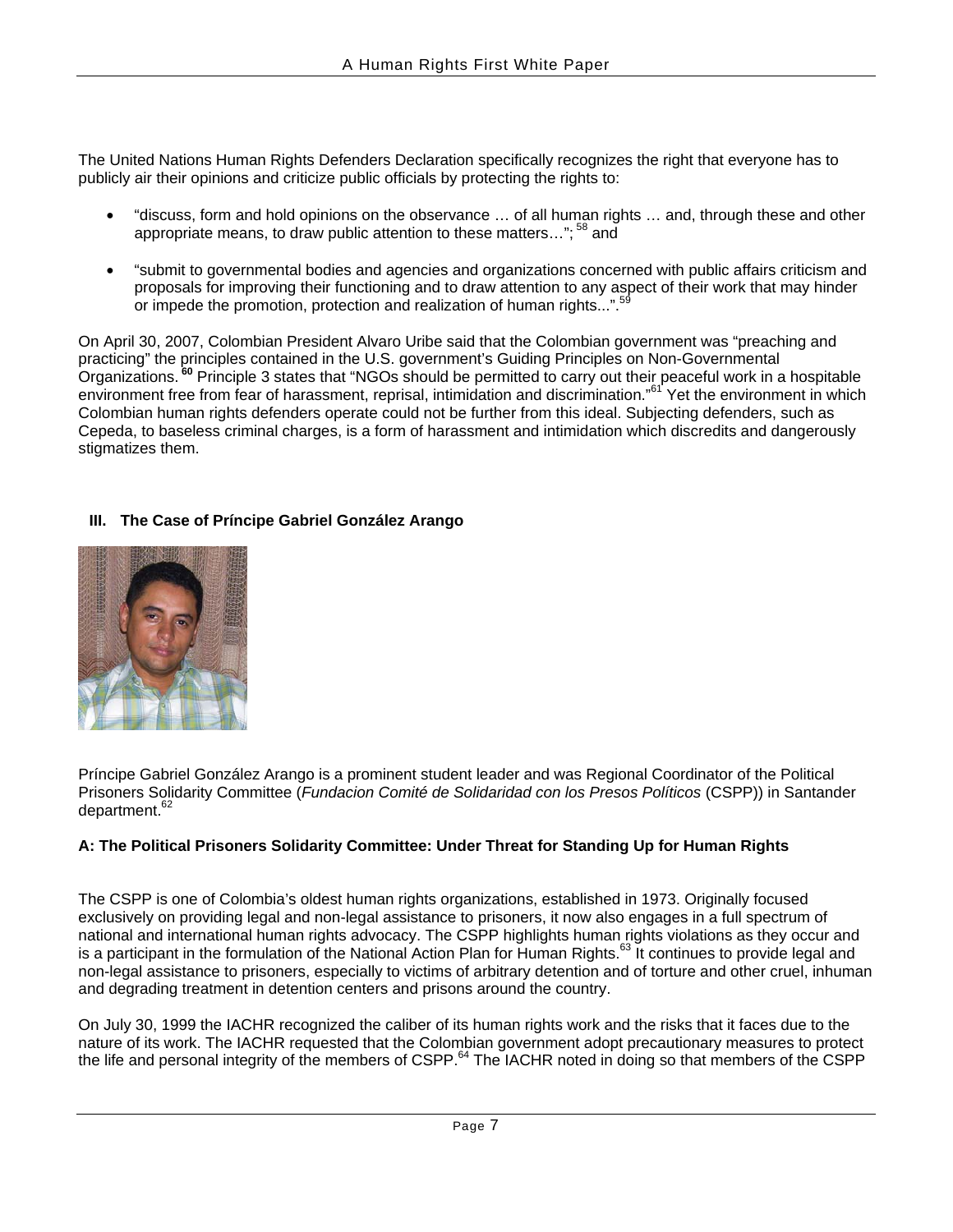The United Nations Human Rights Defenders Declaration specifically recognizes the right that everyone has to publicly air their opinions and criticize public officials by protecting the rights to:

- "discuss, form and hold opinions on the observance … of all human rights … and, through these and other appropriate means, to draw public attention to these matters…"; [58] and
- "submit to governmental bodies and agencies and organizations concerned with public affairs criticism and proposals for improving their functioning and to draw attention to any aspect of their work that may hinder or impede the promotion, protection and realization of human rights...".[59]

On April 30, 2007, Colombian President Alvaro Uribe said that the Colombian government was "preaching and practicing" the principles contained in the U.S. government's Guiding Principles on Non-Governmental Organizations. [60] Principle 3 states that "NGOs should be permitted to carry out their peaceful work in a hospitable environment free from fear of harassment, reprisal, intimidation and discrimination."[61] Yet the environment in which Colombian human rights defenders operate could not be further from this ideal. Subjecting defenders, such as Cepeda, to baseless criminal charges, is a form of harassment and intimidation which discredits and dangerously stigmatizes them.

## III. The Case of Príncipe Gabriel González Arango

Príncipe Gabriel González Arango is a prominent student leader and was Regional Coordinator of the Political Prisoners Solidarity Committee (*Fundacion Comité de Solidaridad con los Presos Políticos* (CSPP)) in Santander department.[62]

### A: The Political Prisoners Solidarity Committee: Under Threat for Standing Up for Human Rights

The CSPP is one of Colombia's oldest human rights organizations, established in 1973. Originally focused exclusively on providing legal and non-legal assistance to prisoners, it now also engages in a full spectrum of national and international human rights advocacy. The CSPP highlights human rights violations as they occur and is a participant in the formulation of the National Action Plan for Human Rights.[63] It continues to provide legal and non-legal assistance to prisoners, especially to victims of arbitrary detention and of torture and other cruel, inhuman and degrading treatment in detention centers and prisons around the country.

On July 30, 1999 the IACHR recognized the caliber of its human rights work and the risks that it faces due to the nature of its work. The IACHR requested that the Colombian government adopt precautionary measures to protect the life and personal integrity of the members of CSPP.[64] The IACHR noted in doing so that members of the CSPP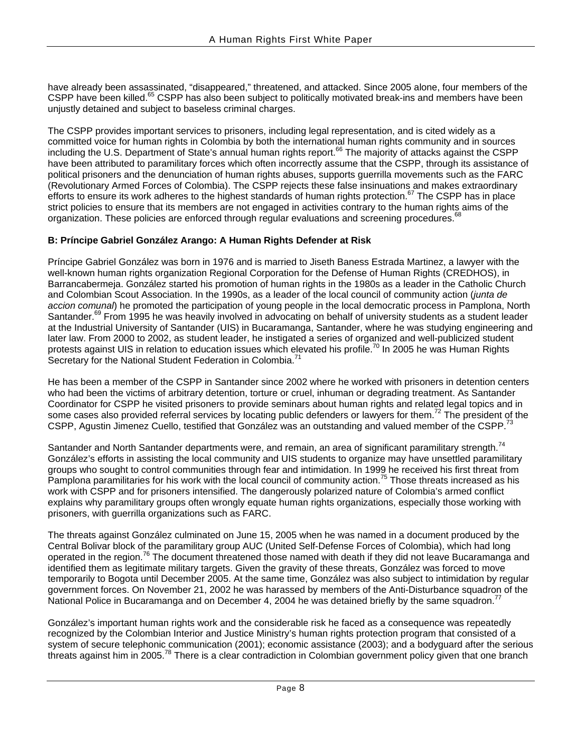have already been assassinated, "disappeared," threatened, and attacked. Since 2005 alone, four members of the CSPP have been killed.[65] CSPP has also been subject to politically motivated break-ins and members have been unjustly detained and subject to baseless criminal charges.

The CSPP provides important services to prisoners, including legal representation, and is cited widely as a committed voice for human rights in Colombia by both the international human rights community and in sources including the U.S. Department of State's annual human rights report.[66] The majority of attacks against the CSPP have been attributed to paramilitary forces which often incorrectly assume that the CSPP, through its assistance of political prisoners and the denunciation of human rights abuses, supports guerrilla movements such as the FARC (Revolutionary Armed Forces of Colombia). The CSPP rejects these false insinuations and makes extraordinary efforts to ensure its work adheres to the highest standards of human rights protection.[67] The CSPP has in place strict policies to ensure that its members are not engaged in activities contrary to the human rights aims of the organization. These policies are enforced through regular evaluations and screening procedures.[68]

### B: Príncipe Gabriel González Arango: A Human Rights Defender at Risk

Príncipe Gabriel González was born in 1976 and is married to Jiseth Baness Estrada Martinez, a lawyer with the well-known human rights organization Regional Corporation for the Defense of Human Rights (CREDHOS), in Barrancabermeja. González started his promotion of human rights in the 1980s as a leader in the Catholic Church and Colombian Scout Association. In the 1990s, as a leader of the local council of community action (*junta de accion comunal*) he promoted the participation of young people in the local democratic process in Pamplona, North Santander.[69] From 1995 he was heavily involved in advocating on behalf of university students as a student leader at the Industrial University of Santander (UIS) in Bucaramanga, Santander, where he was studying engineering and later law. From 2000 to 2002, as student leader, he instigated a series of organized and well-publicized student protests against UIS in relation to education issues which elevated his profile.[70] In 2005 he was Human Rights Secretary for the National Student Federation in Colombia.[71]

He has been a member of the CSPP in Santander since 2002 where he worked with prisoners in detention centers who had been the victims of arbitrary detention, torture or cruel, inhuman or degrading treatment. As Santander Coordinator for CSPP he visited prisoners to provide seminars about human rights and related legal topics and in some cases also provided referral services by locating public defenders or lawyers for them.[72] The president of the CSPP, Agustin Jimenez Cuello, testified that González was an outstanding and valued member of the CSPP.[73]

Santander and North Santander departments were, and remain, an area of significant paramilitary strength.[74] González's efforts in assisting the local community and UIS students to organize may have unsettled paramilitary groups who sought to control communities through fear and intimidation. In 1999 he received his first threat from Pamplona paramilitaries for his work with the local council of community action.[75] Those threats increased as his work with CSPP and for prisoners intensified. The dangerously polarized nature of Colombia's armed conflict explains why paramilitary groups often wrongly equate human rights organizations, especially those working with prisoners, with guerrilla organizations such as FARC.

The threats against González culminated on June 15, 2005 when he was named in a document produced by the Central Bolivar block of the paramilitary group AUC (United Self-Defense Forces of Colombia), which had long operated in the region.[76] The document threatened those named with death if they did not leave Bucaramanga and identified them as legitimate military targets. Given the gravity of these threats, González was forced to move temporarily to Bogota until December 2005. At the same time, González was also subject to intimidation by regular government forces. On November 21, 2002 he was harassed by members of the Anti-Disturbance squadron of the National Police in Bucaramanga and on December 4, 2004 he was detained briefly by the same squadron.[77]

González's important human rights work and the considerable risk he faced as a consequence was repeatedly recognized by the Colombian Interior and Justice Ministry's human rights protection program that consisted of a system of secure telephonic communication (2001); economic assistance (2003); and a bodyguard after the serious threats against him in 2005.[78] There is a clear contradiction in Colombian government policy given that one branch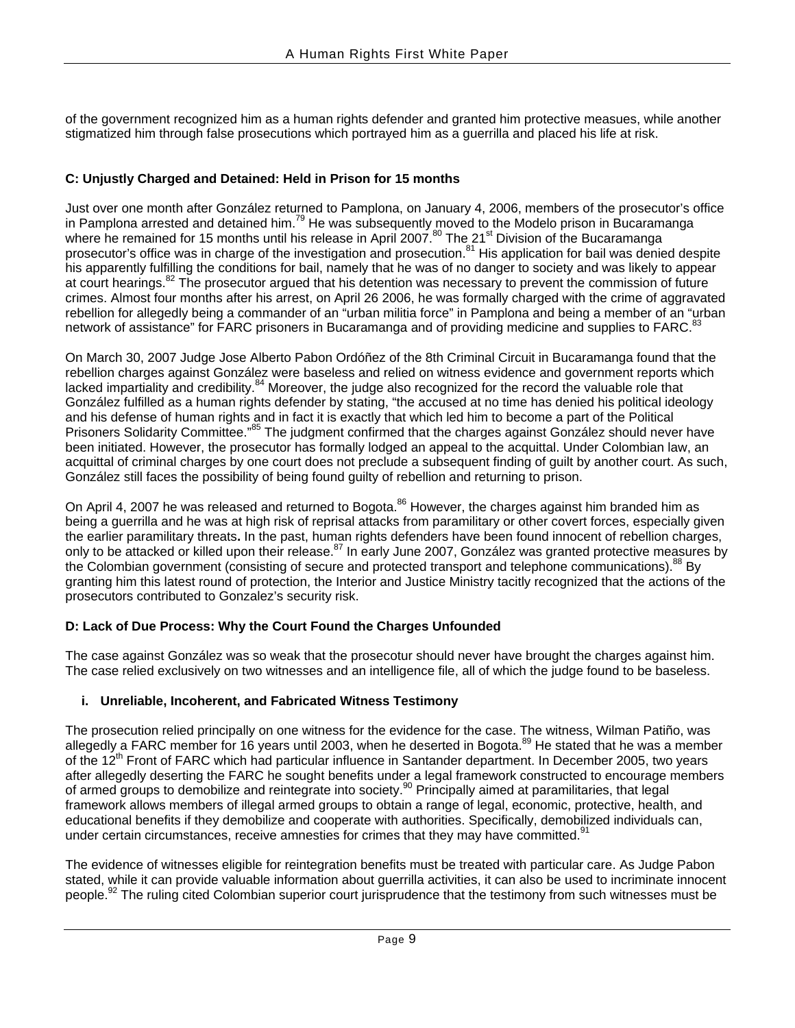of the government recognized him as a human rights defender and granted him protective measues, while another stigmatized him through false prosecutions which portrayed him as a guerrilla and placed his life at risk.

### C: Unjustly Charged and Detained: Held in Prison for 15 months

Just over one month after González returned to Pamplona, on January 4, 2006, members of the prosecutor's office in Pamplona arrested and detained him.[79] He was subsequently moved to the Modelo prison in Bucaramanga where he remained for 15 months until his release in April 2007.[80] The 21st Division of the Bucaramanga prosecutor's office was in charge of the investigation and prosecution.[81] His application for bail was denied despite his apparently fulfilling the conditions for bail, namely that he was of no danger to society and was likely to appear at court hearings.[82] The prosecutor argued that his detention was necessary to prevent the commission of future crimes. Almost four months after his arrest, on April 26 2006, he was formally charged with the crime of aggravated rebellion for allegedly being a commander of an "urban militia force" in Pamplona and being a member of an "urban network of assistance" for FARC prisoners in Bucaramanga and of providing medicine and supplies to FARC.[83]

On March 30, 2007 Judge Jose Alberto Pabon Ordóñez of the 8th Criminal Circuit in Bucaramanga found that the rebellion charges against González were baseless and relied on witness evidence and government reports which lacked impartiality and credibility.[84] Moreover, the judge also recognized for the record the valuable role that González fulfilled as a human rights defender by stating, "the accused at no time has denied his political ideology and his defense of human rights and in fact it is exactly that which led him to become a part of the Political Prisoners Solidarity Committee."[85] The judgment confirmed that the charges against González should never have been initiated. However, the prosecutor has formally lodged an appeal to the acquittal. Under Colombian law, an acquittal of criminal charges by one court does not preclude a subsequent finding of guilt by another court. As such, González still faces the possibility of being found guilty of rebellion and returning to prison.

On April 4, 2007 he was released and returned to Bogota.[86] However, the charges against him branded him as being a guerrilla and he was at high risk of reprisal attacks from paramilitary or other covert forces, especially given the earlier paramilitary threats**.** In the past, human rights defenders have been found innocent of rebellion charges, only to be attacked or killed upon their release.[87] In early June 2007, González was granted protective measures by the Colombian government (consisting of secure and protected transport and telephone communications).[88] By granting him this latest round of protection, the Interior and Justice Ministry tacitly recognized that the actions of the prosecutors contributed to Gonzalez's security risk.

### D: Lack of Due Process: Why the Court Found the Charges Unfounded

The case against González was so weak that the prosecotur should never have brought the charges against him. The case relied exclusively on two witnesses and an intelligence file, all of which the judge found to be baseless.

#### i. Unreliable, Incoherent, and Fabricated Witness Testimony

The prosecution relied principally on one witness for the evidence for the case. The witness, Wilman Patiño, was allegedly a FARC member for 16 years until 2003, when he deserted in Bogota.[89] He stated that he was a member of the 12th Front of FARC which had particular influence in Santander department. In December 2005, two years after allegedly deserting the FARC he sought benefits under a legal framework constructed to encourage members of armed groups to demobilize and reintegrate into society.[90] Principally aimed at paramilitaries, that legal framework allows members of illegal armed groups to obtain a range of legal, economic, protective, health, and educational benefits if they demobilize and cooperate with authorities. Specifically, demobilized individuals can, under certain circumstances, receive amnesties for crimes that they may have committed.[91]

The evidence of witnesses eligible for reintegration benefits must be treated with particular care. As Judge Pabon stated, while it can provide valuable information about guerrilla activities, it can also be used to incriminate innocent people.[92] The ruling cited Colombian superior court jurisprudence that the testimony from such witnesses must be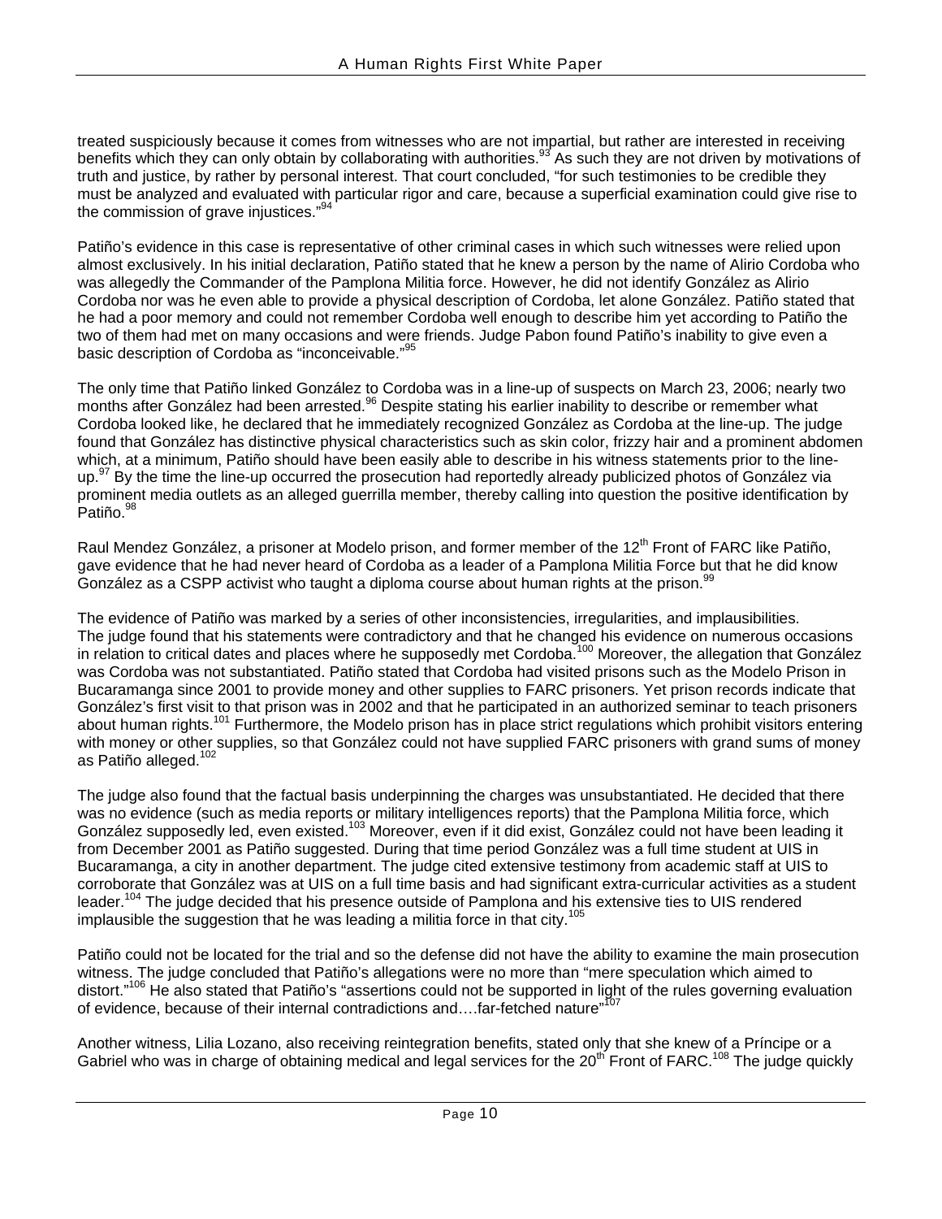treated suspiciously because it comes from witnesses who are not impartial, but rather are interested in receiving benefits which they can only obtain by collaborating with authorities.[93] As such they are not driven by motivations of truth and justice, by rather by personal interest. That court concluded, "for such testimonies to be credible they must be analyzed and evaluated with particular rigor and care, because a superficial examination could give rise to the commission of grave injustices."[94]

Patiño's evidence in this case is representative of other criminal cases in which such witnesses were relied upon almost exclusively. In his initial declaration, Patiño stated that he knew a person by the name of Alirio Cordoba who was allegedly the Commander of the Pamplona Militia force. However, he did not identify González as Alirio Cordoba nor was he even able to provide a physical description of Cordoba, let alone González. Patiño stated that he had a poor memory and could not remember Cordoba well enough to describe him yet according to Patiño the two of them had met on many occasions and were friends. Judge Pabon found Patiño's inability to give even a basic description of Cordoba as "inconceivable."[95]

The only time that Patiño linked González to Cordoba was in a line-up of suspects on March 23, 2006; nearly two months after González had been arrested.[96] Despite stating his earlier inability to describe or remember what Cordoba looked like, he declared that he immediately recognized González as Cordoba at the line-up. The judge found that González has distinctive physical characteristics such as skin color, frizzy hair and a prominent abdomen which, at a minimum, Patiño should have been easily able to describe in his witness statements prior to the line-up.[97] By the time the line-up occurred the prosecution had reportedly already publicized photos of González via prominent media outlets as an alleged guerrilla member, thereby calling into question the positive identification by Patiño.[98]

Raul Mendez González, a prisoner at Modelo prison, and former member of the 12th Front of FARC like Patiño, gave evidence that he had never heard of Cordoba as a leader of a Pamplona Militia Force but that he did know González as a CSPP activist who taught a diploma course about human rights at the prison.[99]

The evidence of Patiño was marked by a series of other inconsistencies, irregularities, and implausibilities. The judge found that his statements were contradictory and that he changed his evidence on numerous occasions in relation to critical dates and places where he supposedly met Cordoba.[100] Moreover, the allegation that González was Cordoba was not substantiated. Patiño stated that Cordoba had visited prisons such as the Modelo Prison in Bucaramanga since 2001 to provide money and other supplies to FARC prisoners. Yet prison records indicate that González's first visit to that prison was in 2002 and that he participated in an authorized seminar to teach prisoners about human rights.[101] Furthermore, the Modelo prison has in place strict regulations which prohibit visitors entering with money or other supplies, so that González could not have supplied FARC prisoners with grand sums of money as Patiño alleged.[102]

The judge also found that the factual basis underpinning the charges was unsubstantiated. He decided that there was no evidence (such as media reports or military intelligences reports) that the Pamplona Militia force, which González supposedly led, even existed.[103] Moreover, even if it did exist, González could not have been leading it from December 2001 as Patiño suggested. During that time period González was a full time student at UIS in Bucaramanga, a city in another department. The judge cited extensive testimony from academic staff at UIS to corroborate that González was at UIS on a full time basis and had significant extra-curricular activities as a student leader.[104] The judge decided that his presence outside of Pamplona and his extensive ties to UIS rendered implausible the suggestion that he was leading a militia force in that city.[105]

Patiño could not be located for the trial and so the defense did not have the ability to examine the main prosecution witness. The judge concluded that Patiño's allegations were no more than "mere speculation which aimed to distort."[106] He also stated that Patiño's "assertions could not be supported in light of the rules governing evaluation of evidence, because of their internal contradictions and….far-fetched nature"[107]

Another witness, Lilia Lozano, also receiving reintegration benefits, stated only that she knew of a Príncipe or a Gabriel who was in charge of obtaining medical and legal services for the 20th Front of FARC.[108] The judge quickly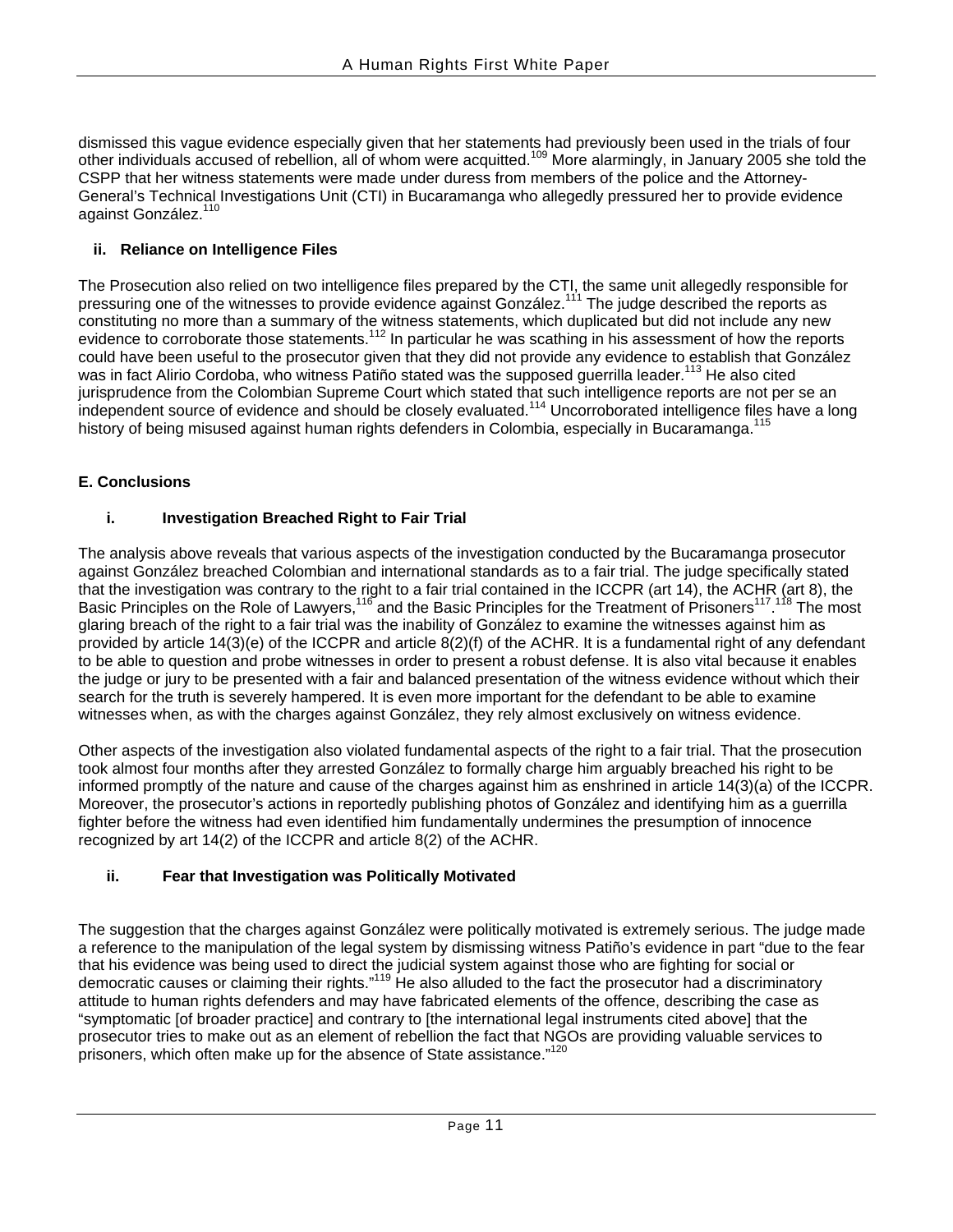dismissed this vague evidence especially given that her statements had previously been used in the trials of four other individuals accused of rebellion, all of whom were acquitted.[109] More alarmingly, in January 2005 she told the CSPP that her witness statements were made under duress from members of the police and the Attorney-General's Technical Investigations Unit (CTI) in Bucaramanga who allegedly pressured her to provide evidence against González.[110]

**ii. Reliance on Intelligence Files**

The Prosecution also relied on two intelligence files prepared by the CTI, the same unit allegedly responsible for pressuring one of the witnesses to provide evidence against González.[111] The judge described the reports as constituting no more than a summary of the witness statements, which duplicated but did not include any new evidence to corroborate those statements.[112] In particular he was scathing in his assessment of how the reports could have been useful to the prosecutor given that they did not provide any evidence to establish that González was in fact Alirio Cordoba, who witness Patiño stated was the supposed guerrilla leader.[113] He also cited jurisprudence from the Colombian Supreme Court which stated that such intelligence reports are not per se an independent source of evidence and should be closely evaluated.[114] Uncorroborated intelligence files have a long history of being misused against human rights defenders in Colombia, especially in Bucaramanga.[115]

## E. Conclusions

### i. Investigation Breached Right to Fair Trial

The analysis above reveals that various aspects of the investigation conducted by the Bucaramanga prosecutor against González breached Colombian and international standards as to a fair trial. The judge specifically stated that the investigation was contrary to the right to a fair trial contained in the ICCPR (art 14), the ACHR (art 8), the Basic Principles on the Role of Lawyers,[116] and the Basic Principles for the Treatment of Prisoners[117].[118] The most glaring breach of the right to a fair trial was the inability of González to examine the witnesses against him as provided by article 14(3)(e) of the ICCPR and article 8(2)(f) of the ACHR. It is a fundamental right of any defendant to be able to question and probe witnesses in order to present a robust defense. It is also vital because it enables the judge or jury to be presented with a fair and balanced presentation of the witness evidence without which their search for the truth is severely hampered. It is even more important for the defendant to be able to examine witnesses when, as with the charges against González, they rely almost exclusively on witness evidence.

Other aspects of the investigation also violated fundamental aspects of the right to a fair trial. That the prosecution took almost four months after they arrested González to formally charge him arguably breached his right to be informed promptly of the nature and cause of the charges against him as enshrined in article 14(3)(a) of the ICCPR. Moreover, the prosecutor's actions in reportedly publishing photos of González and identifying him as a guerrilla fighter before the witness had even identified him fundamentally undermines the presumption of innocence recognized by art 14(2) of the ICCPR and article 8(2) of the ACHR.

### ii. Fear that Investigation was Politically Motivated

The suggestion that the charges against González were politically motivated is extremely serious. The judge made a reference to the manipulation of the legal system by dismissing witness Patiño's evidence in part "due to the fear that his evidence was being used to direct the judicial system against those who are fighting for social or democratic causes or claiming their rights."[119] He also alluded to the fact the prosecutor had a discriminatory attitude to human rights defenders and may have fabricated elements of the offence, describing the case as "symptomatic [of broader practice] and contrary to [the international legal instruments cited above] that the prosecutor tries to make out as an element of rebellion the fact that NGOs are providing valuable services to prisoners, which often make up for the absence of State assistance."[120]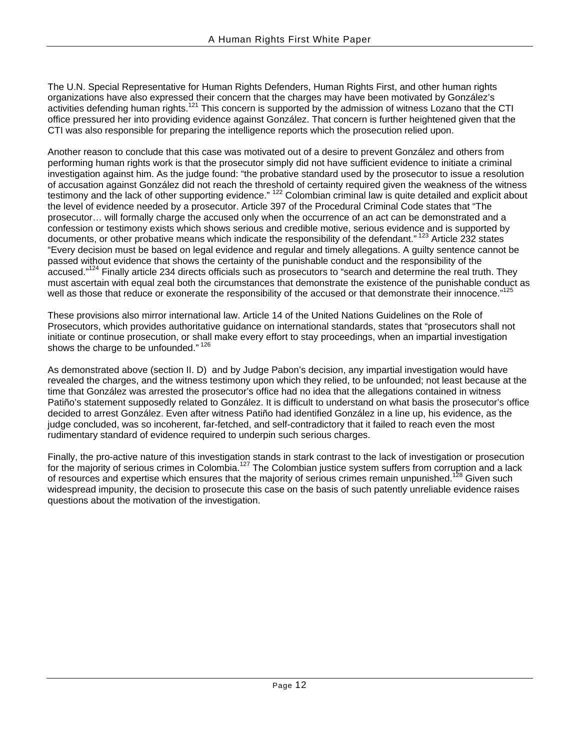The U.N. Special Representative for Human Rights Defenders, Human Rights First, and other human rights organizations have also expressed their concern that the charges may have been motivated by González's activities defending human rights.[121] This concern is supported by the admission of witness Lozano that the CTI office pressured her into providing evidence against González. That concern is further heightened given that the CTI was also responsible for preparing the intelligence reports which the prosecution relied upon.

Another reason to conclude that this case was motivated out of a desire to prevent González and others from performing human rights work is that the prosecutor simply did not have sufficient evidence to initiate a criminal investigation against him. As the judge found: "the probative standard used by the prosecutor to issue a resolution of accusation against González did not reach the threshold of certainty required given the weakness of the witness testimony and the lack of other supporting evidence." [122] Colombian criminal law is quite detailed and explicit about the level of evidence needed by a prosecutor. Article 397 of the Procedural Criminal Code states that "The prosecutor… will formally charge the accused only when the occurrence of an act can be demonstrated and a confession or testimony exists which shows serious and credible motive, serious evidence and is supported by documents, or other probative means which indicate the responsibility of the defendant." [123] Article 232 states "Every decision must be based on legal evidence and regular and timely allegations. A guilty sentence cannot be passed without evidence that shows the certainty of the punishable conduct and the responsibility of the accused."[124] Finally article 234 directs officials such as prosecutors to "search and determine the real truth. They must ascertain with equal zeal both the circumstances that demonstrate the existence of the punishable conduct as well as those that reduce or exonerate the responsibility of the accused or that demonstrate their innocence."[125]

These provisions also mirror international law. Article 14 of the United Nations Guidelines on the Role of Prosecutors, which provides authoritative guidance on international standards, states that "prosecutors shall not initiate or continue prosecution, or shall make every effort to stay proceedings, when an impartial investigation shows the charge to be unfounded." [126]

As demonstrated above (section II. D) and by Judge Pabon's decision, any impartial investigation would have revealed the charges, and the witness testimony upon which they relied, to be unfounded; not least because at the time that González was arrested the prosecutor's office had no idea that the allegations contained in witness Patiño's statement supposedly related to González. It is difficult to understand on what basis the prosecutor's office decided to arrest González. Even after witness Patiño had identified González in a line up, his evidence, as the judge concluded, was so incoherent, far-fetched, and self-contradictory that it failed to reach even the most rudimentary standard of evidence required to underpin such serious charges.

Finally, the pro-active nature of this investigation stands in stark contrast to the lack of investigation or prosecution for the majority of serious crimes in Colombia.[127] The Colombian justice system suffers from corruption and a lack of resources and expertise which ensures that the majority of serious crimes remain unpunished.[128] Given such widespread impunity, the decision to prosecute this case on the basis of such patently unreliable evidence raises questions about the motivation of the investigation.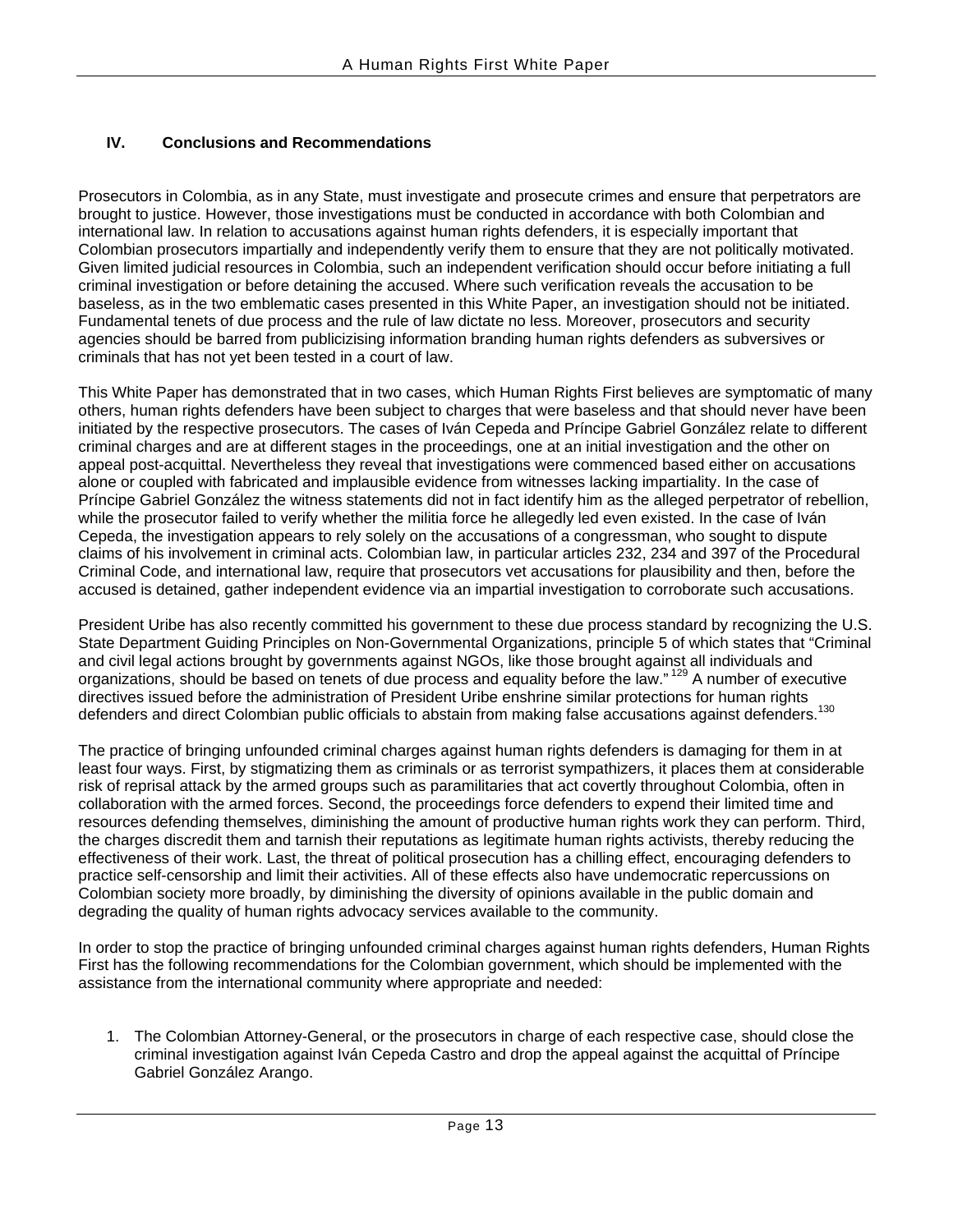## IV. Conclusions and Recommendations

Prosecutors in Colombia, as in any State, must investigate and prosecute crimes and ensure that perpetrators are brought to justice. However, those investigations must be conducted in accordance with both Colombian and international law. In relation to accusations against human rights defenders, it is especially important that Colombian prosecutors impartially and independently verify them to ensure that they are not politically motivated. Given limited judicial resources in Colombia, such an independent verification should occur before initiating a full criminal investigation or before detaining the accused. Where such verification reveals the accusation to be baseless, as in the two emblematic cases presented in this White Paper, an investigation should not be initiated. Fundamental tenets of due process and the rule of law dictate no less. Moreover, prosecutors and security agencies should be barred from publicizising information branding human rights defenders as subversives or criminals that has not yet been tested in a court of law.

This White Paper has demonstrated that in two cases, which Human Rights First believes are symptomatic of many others, human rights defenders have been subject to charges that were baseless and that should never have been initiated by the respective prosecutors. The cases of Iván Cepeda and Príncipe Gabriel González relate to different criminal charges and are at different stages in the proceedings, one at an initial investigation and the other on appeal post-acquittal. Nevertheless they reveal that investigations were commenced based either on accusations alone or coupled with fabricated and implausible evidence from witnesses lacking impartiality. In the case of Príncipe Gabriel González the witness statements did not in fact identify him as the alleged perpetrator of rebellion, while the prosecutor failed to verify whether the militia force he allegedly led even existed. In the case of Iván Cepeda, the investigation appears to rely solely on the accusations of a congressman, who sought to dispute claims of his involvement in criminal acts. Colombian law, in particular articles 232, 234 and 397 of the Procedural Criminal Code, and international law, require that prosecutors vet accusations for plausibility and then, before the accused is detained, gather independent evidence via an impartial investigation to corroborate such accusations.

President Uribe has also recently committed his government to these due process standard by recognizing the U.S. State Department Guiding Principles on Non-Governmental Organizations, principle 5 of which states that "Criminal and civil legal actions brought by governments against NGOs, like those brought against all individuals and organizations, should be based on tenets of due process and equality before the law."[129] A number of executive directives issued before the administration of President Uribe enshrine similar protections for human rights defenders and direct Colombian public officials to abstain from making false accusations against defenders.[130]

The practice of bringing unfounded criminal charges against human rights defenders is damaging for them in at least four ways. First, by stigmatizing them as criminals or as terrorist sympathizers, it places them at considerable risk of reprisal attack by the armed groups such as paramilitaries that act covertly throughout Colombia, often in collaboration with the armed forces. Second, the proceedings force defenders to expend their limited time and resources defending themselves, diminishing the amount of productive human rights work they can perform. Third, the charges discredit them and tarnish their reputations as legitimate human rights activists, thereby reducing the effectiveness of their work. Last, the threat of political prosecution has a chilling effect, encouraging defenders to practice self-censorship and limit their activities. All of these effects also have undemocratic repercussions on Colombian society more broadly, by diminishing the diversity of opinions available in the public domain and degrading the quality of human rights advocacy services available to the community.

In order to stop the practice of bringing unfounded criminal charges against human rights defenders, Human Rights First has the following recommendations for the Colombian government, which should be implemented with the assistance from the international community where appropriate and needed:

1. The Colombian Attorney-General, or the prosecutors in charge of each respective case, should close the criminal investigation against Iván Cepeda Castro and drop the appeal against the acquittal of Príncipe Gabriel González Arango.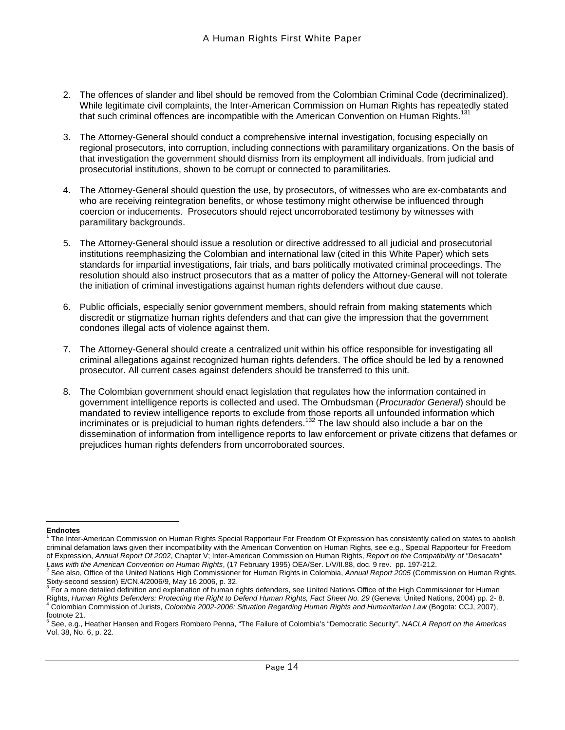2. The offences of slander and libel should be removed from the Colombian Criminal Code (decriminalized). While legitimate civil complaints, the Inter-American Commission on Human Rights has repeatedly stated that such criminal offences are incompatible with the American Convention on Human Rights.[131]

3. The Attorney-General should conduct a comprehensive internal investigation, focusing especially on regional prosecutors, into corruption, including connections with paramilitary organizations. On the basis of that investigation the government should dismiss from its employment all individuals, from judicial and prosecutorial institutions, shown to be corrupt or connected to paramilitaries.

4. The Attorney-General should question the use, by prosecutors, of witnesses who are ex-combatants and who are receiving reintegration benefits, or whose testimony might otherwise be influenced through coercion or inducements. Prosecutors should reject uncorroborated testimony by witnesses with paramilitary backgrounds.

5. The Attorney-General should issue a resolution or directive addressed to all judicial and prosecutorial institutions reemphasizing the Colombian and international law (cited in this White Paper) which sets standards for impartial investigations, fair trials, and bars politically motivated criminal proceedings. The resolution should also instruct prosecutors that as a matter of policy the Attorney-General will not tolerate the initiation of criminal investigations against human rights defenders without due cause.

6. Public officials, especially senior government members, should refrain from making statements which discredit or stigmatize human rights defenders and that can give the impression that the government condones illegal acts of violence against them.

7. The Attorney-General should create a centralized unit within his office responsible for investigating all criminal allegations against recognized human rights defenders. The office should be led by a renowned prosecutor. All current cases against defenders should be transferred to this unit.

8. The Colombian government should enact legislation that regulates how the information contained in government intelligence reports is collected and used. The Ombudsman (*Procurador General*) should be mandated to review intelligence reports to exclude from those reports all unfounded information which incriminates or is prejudicial to human rights defenders.[132] The law should also include a bar on the dissemination of information from intelligence reports to law enforcement or private citizens that defames or prejudices human rights defenders from uncorroborated sources.

---

**Endnotes**

[1] The Inter-American Commission on Human Rights Special Rapporteur For Freedom Of Expression has consistently called on states to abolish criminal defamation laws given their incompatibility with the American Convention on Human Rights, see e.g., Special Rapporteur for Freedom of Expression, *Annual Report Of 2002*, Chapter V; Inter-American Commission on Human Rights, *Report on the Compatibility of "Desacato" Laws with the American Convention on Human Rights*, (17 February 1995) OEA/Ser. L/V/II.88, doc. 9 rev. pp. 197-212.

[2] See also, Office of the United Nations High Commissioner for Human Rights in Colombia, *Annual Report 2005* (Commission on Human Rights, Sixty-second session) E/CN.4/2006/9, May 16 2006, p. 32.

[3] For a more detailed definition and explanation of human rights defenders, see United Nations Office of the High Commissioner for Human Rights, *Human Rights Defenders: Protecting the Right to Defend Human Rights, Fact Sheet No. 29* (Geneva: United Nations, 2004) pp. 2- 8.

[4] Colombian Commission of Jurists, *Colombia 2002-2006: Situation Regarding Human Rights and Humanitarian Law* (Bogota: CCJ, 2007), footnote 21.

[5] See, e.g., Heather Hansen and Rogers Rombero Penna, "The Failure of Colombia's "Democratic Security", *NACLA Report on the Americas* Vol. 38, No. 6, p. 22.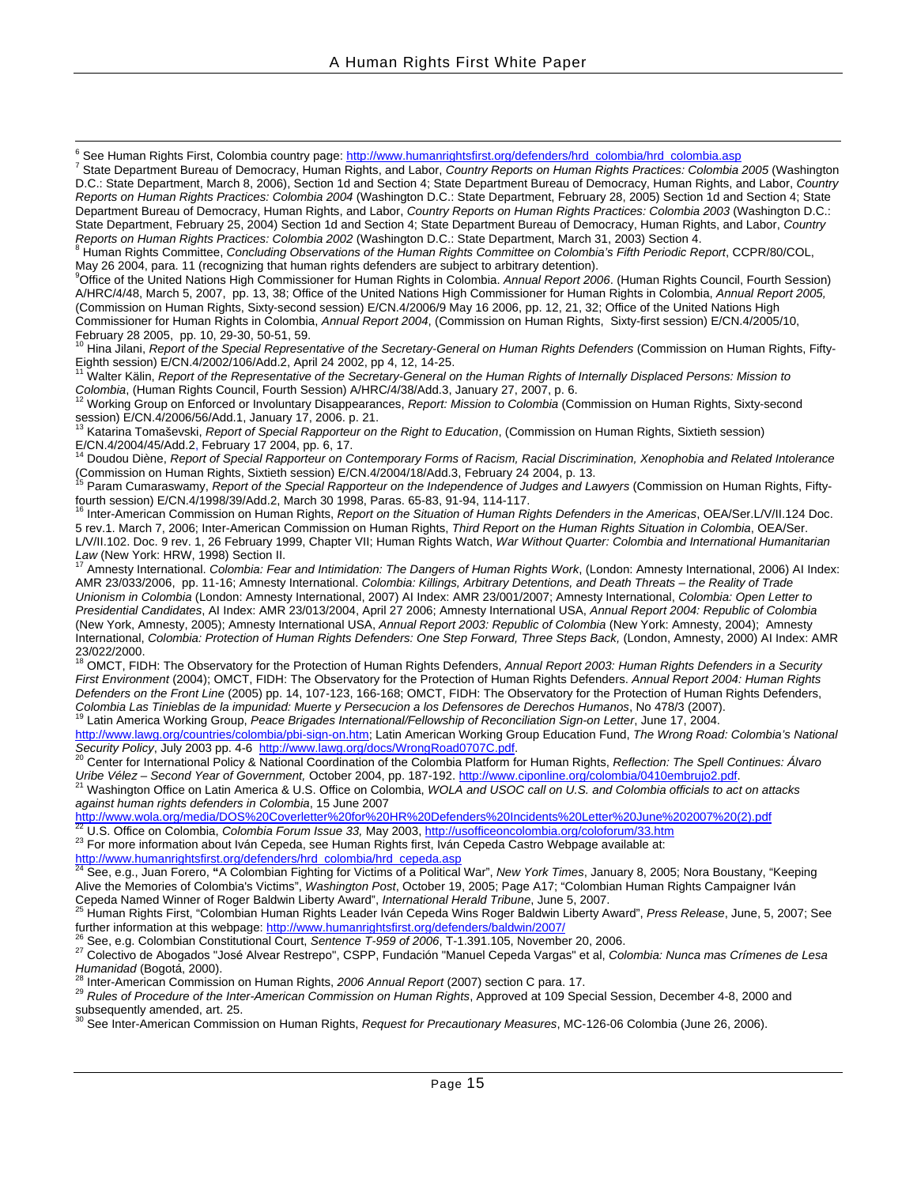[6] See Human Rights First, Colombia country page: http://www.humanrightsfirst.org/defenders/hrd_colombia/hrd_colombia.asp

[7] State Department Bureau of Democracy, Human Rights, and Labor, *Country Reports on Human Rights Practices: Colombia 2005* (Washington D.C.: State Department, March 8, 2006), Section 1d and Section 4; State Department Bureau of Democracy, Human Rights, and Labor, *Country Reports on Human Rights Practices: Colombia 2004* (Washington D.C.: State Department, February 28, 2005) Section 1d and Section 4; State Department Bureau of Democracy, Human Rights, and Labor, *Country Reports on Human Rights Practices: Colombia 2003* (Washington D.C.: State Department, February 25, 2004) Section 1d and Section 4; State Department Bureau of Democracy, Human Rights, and Labor, *Country Reports on Human Rights Practices: Colombia 2002* (Washington D.C.: State Department, March 31, 2003) Section 4.

[8] Human Rights Committee, *Concluding Observations of the Human Rights Committee on Colombia's Fifth Periodic Report*, CCPR/80/COL, May 26 2004, para. 11 (recognizing that human rights defenders are subject to arbitrary detention).

[9] Office of the United Nations High Commissioner for Human Rights in Colombia. *Annual Report 2006*. (Human Rights Council, Fourth Session) A/HRC/4/48, March 5, 2007, pp. 13, 38; Office of the United Nations High Commissioner for Human Rights in Colombia, *Annual Report 2005,* (Commission on Human Rights, Sixty-second session) E/CN.4/2006/9 May 16 2006, pp. 12, 21, 32; Office of the United Nations High Commissioner for Human Rights in Colombia, *Annual Report 2004*, (Commission on Human Rights, Sixty-first session) E/CN.4/2005/10, February 28 2005, pp. 10, 29-30, 50-51, 59.

[10] Hina Jilani, *Report of the Special Representative of the Secretary-General on Human Rights Defenders* (Commission on Human Rights, Fifty-Eighth session) E/CN.4/2002/106/Add.2, April 24 2002, pp 4, 12, 14-25.

[11] Walter Kälin, *Report of the Representative of the Secretary-General on the Human Rights of Internally Displaced Persons: Mission to Colombia*, (Human Rights Council, Fourth Session) A/HRC/4/38/Add.3, January 27, 2007, p. 6.

[12] Working Group on Enforced or Involuntary Disappearances, *Report: Mission to Colombia* (Commission on Human Rights, Sixty-second session) E/CN.4/2006/56/Add.1, January 17, 2006. p. 21.

[13] Katarina Tomaševski, *Report of Special Rapporteur on the Right to Education*, (Commission on Human Rights, Sixtieth session) E/CN.4/2004/45/Add.2, February 17 2004, pp. 6, 17.

[14] Doudou Diène, *Report of Special Rapporteur on Contemporary Forms of Racism, Racial Discrimination, Xenophobia and Related Intolerance* (Commission on Human Rights, Sixtieth session) E/CN.4/2004/18/Add.3, February 24 2004, p. 13.

[15] Param Cumaraswamy, *Report of the Special Rapporteur on the Independence of Judges and Lawyers* (Commission on Human Rights, Fifty-fourth session) E/CN.4/1998/39/Add.2, March 30 1998, Paras. 65-83, 91-94, 114-117.

[16] Inter-American Commission on Human Rights, *Report on the Situation of Human Rights Defenders in the Americas*, OEA/Ser.L/V/II.124 Doc. 5 rev.1. March 7, 2006; Inter-American Commission on Human Rights, *Third Report on the Human Rights Situation in Colombia*, OEA/Ser. L/V/II.102. Doc. 9 rev. 1, 26 February 1999, Chapter VII; Human Rights Watch, *War Without Quarter: Colombia and International Humanitarian Law* (New York: HRW, 1998) Section II.

[17] Amnesty International. *Colombia: Fear and Intimidation: The Dangers of Human Rights Work*, (London: Amnesty International, 2006) AI Index: AMR 23/033/2006, pp. 11-16; Amnesty International. *Colombia: Killings, Arbitrary Detentions, and Death Threats – the Reality of Trade Unionism in Colombia* (London: Amnesty International, 2007) AI Index: AMR 23/001/2007; Amnesty International, *Colombia: Open Letter to Presidential Candidates*, AI Index: AMR 23/013/2004, April 27 2006; Amnesty International USA, *Annual Report 2004: Republic of Colombia* (New York, Amnesty, 2005); Amnesty International USA, *Annual Report 2003: Republic of Colombia* (New York: Amnesty, 2004); Amnesty International, *Colombia: Protection of Human Rights Defenders: One Step Forward, Three Steps Back,* (London, Amnesty, 2000) AI Index: AMR 23/022/2000.

[18] OMCT, FIDH: The Observatory for the Protection of Human Rights Defenders, *Annual Report 2003: Human Rights Defenders in a Security First Environment* (2004); OMCT, FIDH: The Observatory for the Protection of Human Rights Defenders. *Annual Report 2004: Human Rights Defenders on the Front Line* (2005) pp. 14, 107-123, 166-168; OMCT, FIDH: The Observatory for the Protection of Human Rights Defenders, *Colombia Las Tinieblas de la impunidad: Muerte y Persecucion a los Defensores de Derechos Humanos*, No 478/3 (2007).

[19] Latin America Working Group, *Peace Brigades International/Fellowship of Reconciliation Sign-on Letter*, June 17, 2004. http://www.lawg.org/countries/colombia/pbi-sign-on.htm; Latin American Working Group Education Fund, *The Wrong Road: Colombia's National Security Policy*, July 2003 pp. 4-6 http://www.lawg.org/docs/WrongRoad0707C.pdf.

[20] Center for International Policy & National Coordination of the Colombia Platform for Human Rights, *Reflection: The Spell Continues: Álvaro Uribe Vélez – Second Year of Government,* October 2004, pp. 187-192. http://www.ciponline.org/colombia/0410embrujo2.pdf.

[21] Washington Office on Latin America & U.S. Office on Colombia, *WOLA and USOC call on U.S. and Colombia officials to act on attacks against human rights defenders in Colombia*, 15 June 2007 http://www.wola.org/media/DOS%20Coverletter%20for%20HR%20Defenders%20Incidents%20Letter%20June%202007%20(2).pdf

[22] U.S. Office on Colombia, *Colombia Forum Issue 33,* May 2003, http://usofficeoncolombia.org/coloforum/33.htm

[23] For more information about Iván Cepeda, see Human Rights first, Iván Cepeda Castro Webpage available at: http://www.humanrightsfirst.org/defenders/hrd_colombia/hrd_cepeda.asp

[24] See, e.g., Juan Forero, **"**A Colombian Fighting for Victims of a Political War", *New York Times*, January 8, 2005; Nora Boustany, "Keeping Alive the Memories of Colombia's Victims", *Washington Post*, October 19, 2005; Page A17; "Colombian Human Rights Campaigner Iván Cepeda Named Winner of Roger Baldwin Liberty Award", *International Herald Tribune*, June 5, 2007.

[25] Human Rights First, "Colombian Human Rights Leader Iván Cepeda Wins Roger Baldwin Liberty Award", *Press Release*, June, 5, 2007; See further information at this webpage: http://www.humanrightsfirst.org/defenders/baldwin/2007/

[26] See, e.g. Colombian Constitutional Court, *Sentence T-959 of 2006*, T-1.391.105, November 20, 2006.

[27] Colectivo de Abogados "José Alvear Restrepo", CSPP, Fundación "Manuel Cepeda Vargas" et al, *Colombia: Nunca mas Crímenes de Lesa Humanidad* (Bogotá, 2000).

[28] Inter-American Commission on Human Rights, *2006 Annual Report* (2007) section C para. 17.

[29] *Rules of Procedure of the Inter-American Commission on Human Rights*, Approved at 109 Special Session, December 4-8, 2000 and subsequently amended, art. 25.

[30] See Inter-American Commission on Human Rights, *Request for Precautionary Measures*, MC-126-06 Colombia (June 26, 2006).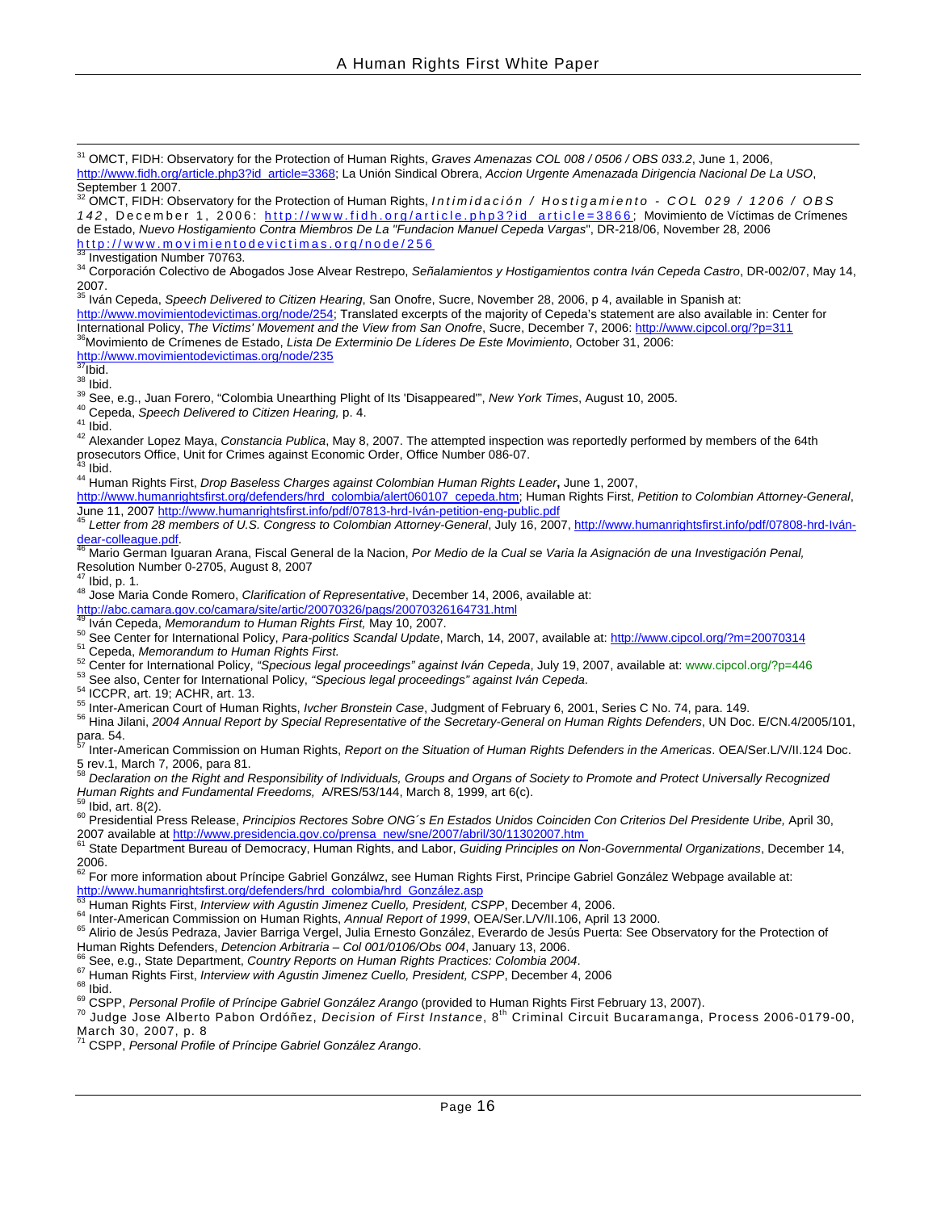[31] OMCT, FIDH: Observatory for the Protection of Human Rights, *Graves Amenazas COL 008 / 0506 / OBS 033.2*, June 1, 2006, http://www.fidh.org/article.php3?id_article=3368; La Unión Sindical Obrera, *Accion Urgente Amenazada Dirigencia Nacional De La USO*, September 1 2007.

[32] OMCT, FIDH: Observatory for the Protection of Human Rights, *Intimidación / Hostigamiento - COL 029 / 1206 / OBS 142*, December 1, 2006: http://www.fidh.org/article.php3?id_article=3866; Movimiento de Víctimas de Crímenes de Estado, *Nuevo Hostigamiento Contra Miembros De La "Fundacion Manuel Cepeda Vargas*", DR-218/06, November 28, 2006 http://www.movimientodevictimas.org/node/256

[33] Investigation Number 70763.

[34] Corporación Colectivo de Abogados Jose Alvear Restrepo, *Señalamientos y Hostigamientos contra Iván Cepeda Castro*, DR-002/07, May 14, 2007.

[35] Iván Cepeda, *Speech Delivered to Citizen Hearing*, San Onofre, Sucre, November 28, 2006, p 4, available in Spanish at: http://www.movimientodevictimas.org/node/254; Translated excerpts of the majority of Cepeda's statement are also available in: Center for International Policy, *The Victims' Movement and the View from San Onofre*, Sucre, December 7, 2006: http://www.cipcol.org/?p=311

[36] Movimiento de Crímenes de Estado, *Lista De Exterminio De Líderes De Este Movimiento*, October 31, 2006: http://www.movimientodevictimas.org/node/235

[37] Ibid.

[38] Ibid.

[39] See, e.g., Juan Forero, "Colombia Unearthing Plight of Its 'Disappeared'", *New York Times*, August 10, 2005.

[40] Cepeda, *Speech Delivered to Citizen Hearing,* p. 4.

[41] Ibid.

[42] Alexander Lopez Maya, *Constancia Publica*, May 8, 2007. The attempted inspection was reportedly performed by members of the 64th prosecutors Office, Unit for Crimes against Economic Order, Office Number 086-07.

[43] Ibid.

[44] Human Rights First, *Drop Baseless Charges against Colombian Human Rights Leader***,** June 1, 2007, http://www.humanrightsfirst.org/defenders/hrd_colombia/alert060107_cepeda.htm; Human Rights First, *Petition to Colombian Attorney-General*, June 11, 2007 http://www.humanrightsfirst.info/pdf/07813-hrd-Iván-petition-eng-public.pdf

[45] *Letter from 28 members of U.S. Congress to Colombian Attorney-General*, July 16, 2007, http://www.humanrightsfirst.info/pdf/07808-hrd-Iván-dear-colleague.pdf.

[46] Mario German Iguaran Arana, Fiscal General de la Nacion, *Por Medio de la Cual se Varia la Asignación de una Investigación Penal,* Resolution Number 0-2705, August 8, 2007

[47] Ibid, p. 1.

[48] Jose Maria Conde Romero, *Clarification of Representative*, December 14, 2006, available at: http://abc.camara.gov.co/camara/site/artic/20070326/pags/20070326164731.html

[49] Iván Cepeda, *Memorandum to Human Rights First,* May 10, 2007.

[50] See Center for International Policy, *Para-politics Scandal Update*, March, 14, 2007, available at: http://www.cipcol.org/?m=20070314

[51] Cepeda, *Memorandum to Human Rights First.*

[52] Center for International Policy, *"Specious legal proceedings" against Iván Cepeda*, July 19, 2007, available at: www.cipcol.org/?p=446

[53] See also, Center for International Policy, *"Specious legal proceedings" against Iván Cepeda*.

[54] ICCPR, art. 19; ACHR, art. 13.

[55] Inter-American Court of Human Rights, *Ivcher Bronstein Case*, Judgment of February 6, 2001, Series C No. 74, para. 149.

[56] Hina Jilani, *2004 Annual Report by Special Representative of the Secretary-General on Human Rights Defenders*, UN Doc. E/CN.4/2005/101, para. 54.

[57] Inter-American Commission on Human Rights, *Report on the Situation of Human Rights Defenders in the Americas*. OEA/Ser.L/V/II.124 Doc. 5 rev.1, March 7, 2006, para 81.

[58] *Declaration on the Right and Responsibility of Individuals, Groups and Organs of Society to Promote and Protect Universally Recognized Human Rights and Fundamental Freedoms,* A/RES/53/144, March 8, 1999, art 6(c).

[59] Ibid, art. 8(2).

[60] Presidential Press Release, *Principios Rectores Sobre ONG´s En Estados Unidos Coinciden Con Criterios Del Presidente Uribe,* April 30, 2007 available at http://www.presidencia.gov.co/prensa_new/sne/2007/abril/30/11302007.htm

[61] State Department Bureau of Democracy, Human Rights, and Labor, *Guiding Principles on Non-Governmental Organizations*, December 14, 2006.

[62] For more information about Príncipe Gabriel Gonzálwz, see Human Rights First, Principe Gabriel González Webpage available at: http://www.humanrightsfirst.org/defenders/hrd_colombia/hrd_González.asp

[63] Human Rights First, *Interview with Agustin Jimenez Cuello, President, CSPP*, December 4, 2006.

[64] Inter-American Commission on Human Rights, *Annual Report of 1999*, OEA/Ser.L/V/II.106, April 13 2000.

[65] Alirio de Jesús Pedraza, Javier Barriga Vergel, Julia Ernesto González, Everardo de Jesús Puerta: See Observatory for the Protection of Human Rights Defenders, *Detencion Arbitraria – Col 001/0106/Obs 004*, January 13, 2006.

[66] See, e.g., State Department, *Country Reports on Human Rights Practices: Colombia 2004*.

[67] Human Rights First, *Interview with Agustin Jimenez Cuello, President, CSPP*, December 4, 2006

[68] Ibid.

[69] CSPP, *Personal Profile of Príncipe Gabriel González Arango* (provided to Human Rights First February 13, 2007).

[70] Judge Jose Alberto Pabon Ordóñez, *Decision of First Instance*, 8th Criminal Circuit Bucaramanga, Process 2006-0179-00, March 30, 2007, p. 8

[71] CSPP, *Personal Profile of Príncipe Gabriel González Arango*.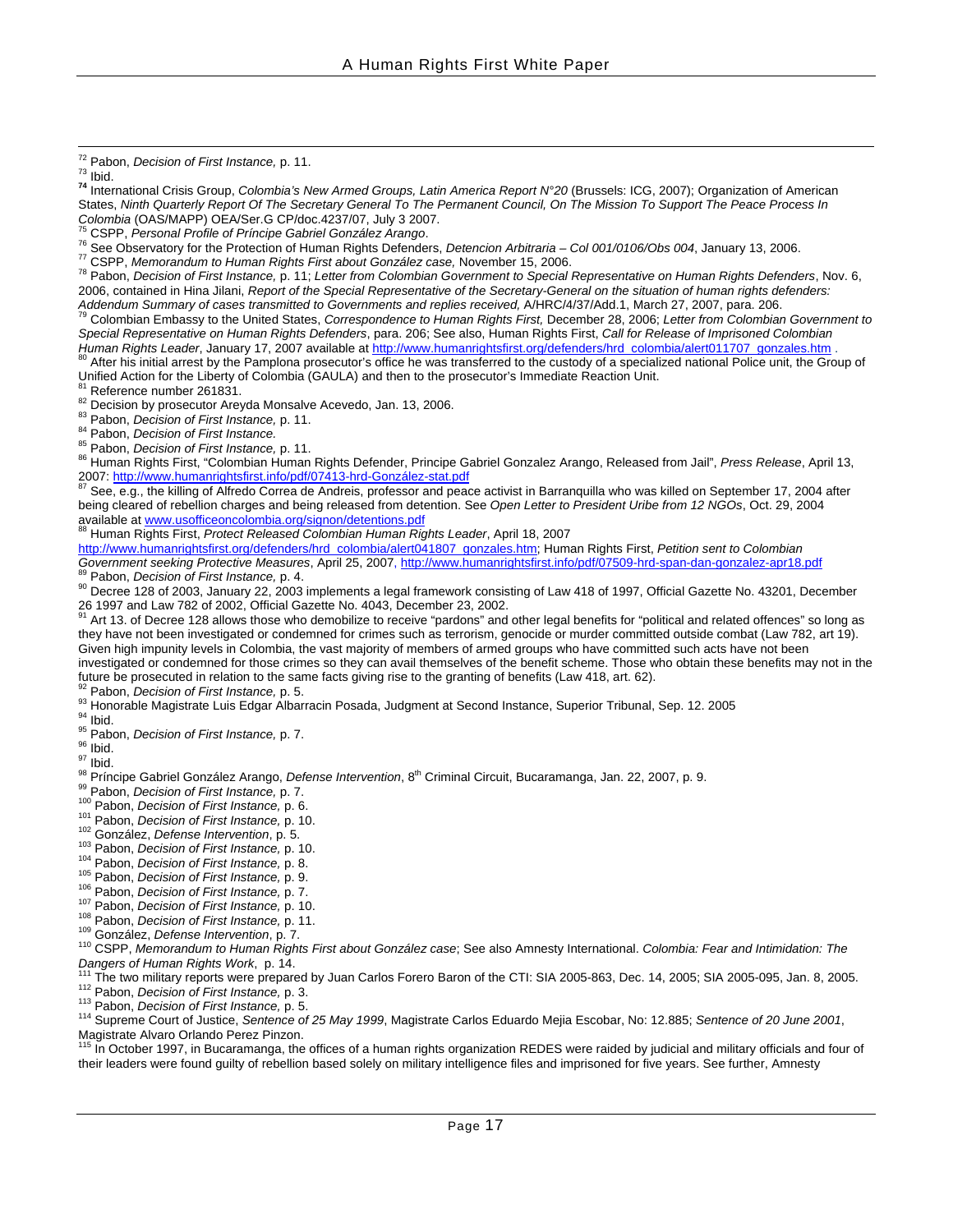[72] Pabon, *Decision of First Instance,* p. 11.

[73] Ibid.

[74] International Crisis Group, *Colombia's New Armed Groups, Latin America Report N°20* (Brussels: ICG, 2007); Organization of American States, *Ninth Quarterly Report Of The Secretary General To The Permanent Council, On The Mission To Support The Peace Process In Colombia* (OAS/MAPP) OEA/Ser.G CP/doc.4237/07, July 3 2007.

[75] CSPP, *Personal Profile of Príncipe Gabriel González Arango*.

[76] See Observatory for the Protection of Human Rights Defenders, *Detencion Arbitraria – Col 001/0106/Obs 004*, January 13, 2006.

[77] CSPP, *Memorandum to Human Rights First about González case,* November 15, 2006.

[78] Pabon, *Decision of First Instance,* p. 11; *Letter from Colombian Government to Special Representative on Human Rights Defenders*, Nov. 6, 2006, contained in Hina Jilani, *Report of the Special Representative of the Secretary-General on the situation of human rights defenders: Addendum Summary of cases transmitted to Governments and replies received,* A/HRC/4/37/Add.1, March 27, 2007, para. 206.

[79] Colombian Embassy to the United States, *Correspondence to Human Rights First,* December 28, 2006; *Letter from Colombian Government to Special Representative on Human Rights Defenders*, para. 206; See also, Human Rights First, *Call for Release of Imprisoned Colombian Human Rights Leader*, January 17, 2007 available at http://www.humanrightsfirst.org/defenders/hrd_colombia/alert011707_gonzales.htm .

[80] After his initial arrest by the Pamplona prosecutor's office he was transferred to the custody of a specialized national Police unit, the Group of Unified Action for the Liberty of Colombia (GAULA) and then to the prosecutor's Immediate Reaction Unit.

[81] Reference number 261831.

[82] Decision by prosecutor Areyda Monsalve Acevedo, Jan. 13, 2006.

[83] Pabon, *Decision of First Instance,* p. 11.

[84] Pabon, *Decision of First Instance.*

[85] Pabon, *Decision of First Instance,* p. 11.

[86] Human Rights First, "Colombian Human Rights Defender, Principe Gabriel Gonzalez Arango, Released from Jail", *Press Release*, April 13, 2007: http://www.humanrightsfirst.info/pdf/07413-hrd-González-stat.pdf

[87] See, e.g., the killing of Alfredo Correa de Andreis, professor and peace activist in Barranquilla who was killed on September 17, 2004 after being cleared of rebellion charges and being released from detention. See *Open Letter to President Uribe from 12 NGOs*, Oct. 29, 2004 available at www.usofficeoncolombia.org/signon/detentions.pdf

[88] Human Rights First, *Protect Released Colombian Human Rights Leader*, April 18, 2007 http://www.humanrightsfirst.org/defenders/hrd_colombia/alert041807_gonzales.htm; Human Rights First, *Petition sent to Colombian Government seeking Protective Measures*, April 25, 2007, http://www.humanrightsfirst.info/pdf/07509-hrd-span-dan-gonzalez-apr18.pdf

[89] Pabon, *Decision of First Instance,* p. 4.

[90] Decree 128 of 2003, January 22, 2003 implements a legal framework consisting of Law 418 of 1997, Official Gazette No. 43201, December 26 1997 and Law 782 of 2002, Official Gazette No. 4043, December 23, 2002.

[91] Art 13. of Decree 128 allows those who demobilize to receive "pardons" and other legal benefits for "political and related offences" so long as they have not been investigated or condemned for crimes such as terrorism, genocide or murder committed outside combat (Law 782, art 19). Given high impunity levels in Colombia, the vast majority of members of armed groups who have committed such acts have not been investigated or condemned for those crimes so they can avail themselves of the benefit scheme. Those who obtain these benefits may not in the future be prosecuted in relation to the same facts giving rise to the granting of benefits (Law 418, art. 62).

[92] Pabon, *Decision of First Instance,* p. 5.

[93] Honorable Magistrate Luis Edgar Albarracin Posada, Judgment at Second Instance, Superior Tribunal, Sep. 12. 2005

[94] Ibid.

[95] Pabon, *Decision of First Instance,* p. 7.

[96] Ibid.

[97] Ibid.

[98] Príncipe Gabriel González Arango, *Defense Intervention*, 8th Criminal Circuit, Bucaramanga, Jan. 22, 2007, p. 9.

[99] Pabon, *Decision of First Instance,* p. 7.

[100] Pabon, *Decision of First Instance,* p. 6.

[101] Pabon, *Decision of First Instance,* p. 10.

[102] González, *Defense Intervention*, p. 5.

[103] Pabon, *Decision of First Instance,* p. 10.

[104] Pabon, *Decision of First Instance,* p. 8.

[105] Pabon, *Decision of First Instance,* p. 9.

[106] Pabon, *Decision of First Instance,* p. 7.

[107] Pabon, *Decision of First Instance,* p. 10.

[108] Pabon, *Decision of First Instance,* p. 11.

[109] González, *Defense Intervention*, p. 7.

[110] CSPP, *Memorandum to Human Rights First about González case*; See also Amnesty International. *Colombia: Fear and Intimidation: The Dangers of Human Rights Work*, p. 14.

[111] The two military reports were prepared by Juan Carlos Forero Baron of the CTI: SIA 2005-863, Dec. 14, 2005; SIA 2005-095, Jan. 8, 2005.

[112] Pabon, *Decision of First Instance,* p. 3.

[113] Pabon, *Decision of First Instance,* p. 5.

[114] Supreme Court of Justice, *Sentence of 25 May 1999*, Magistrate Carlos Eduardo Mejia Escobar, No: 12.885; *Sentence of 20 June 2001*, Magistrate Alvaro Orlando Perez Pinzon.

[115] In October 1997, in Bucaramanga, the offices of a human rights organization REDES were raided by judicial and military officials and four of their leaders were found guilty of rebellion based solely on military intelligence files and imprisoned for five years. See further, Amnesty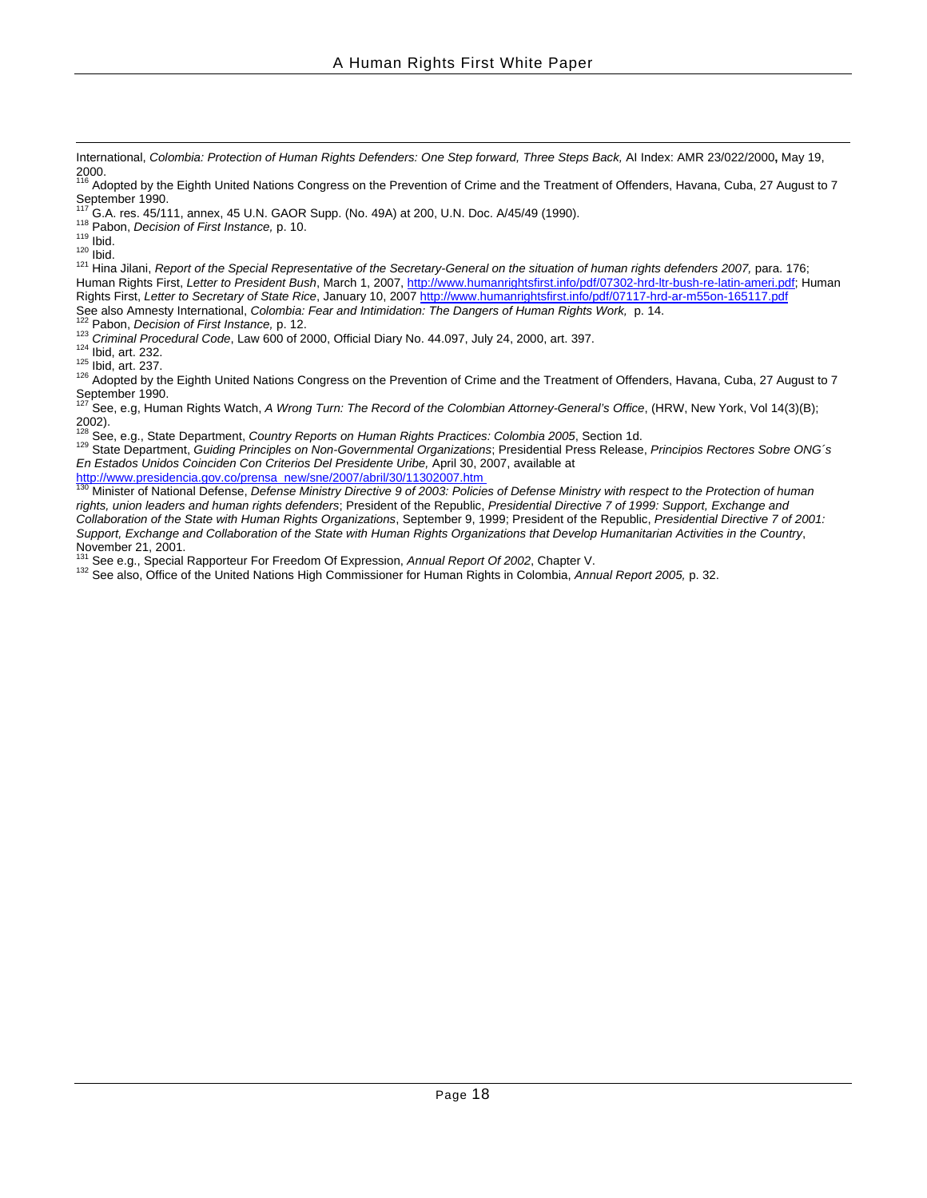International, *Colombia: Protection of Human Rights Defenders: One Step forward, Three Steps Back,* AI Index: AMR 23/022/2000**,** May 19, 2000.

[116] Adopted by the Eighth United Nations Congress on the Prevention of Crime and the Treatment of Offenders, Havana, Cuba, 27 August to 7 September 1990.

[117] G.A. res. 45/111, annex, 45 U.N. GAOR Supp. (No. 49A) at 200, U.N. Doc. A/45/49 (1990).

[118] Pabon, *Decision of First Instance,* p. 10.

[119] Ibid.

[120] Ibid.

[121] Hina Jilani, *Report of the Special Representative of the Secretary-General on the situation of human rights defenders 2007,* para. 176; Human Rights First, *Letter to President Bush*, March 1, 2007, http://www.humanrightsfirst.info/pdf/07302-hrd-ltr-bush-re-latin-ameri.pdf; Human Rights First, *Letter to Secretary of State Rice*, January 10, 2007 http://www.humanrightsfirst.info/pdf/07117-hrd-ar-m55on-165117.pdf See also Amnesty International, *Colombia: Fear and Intimidation: The Dangers of Human Rights Work,* p. 14.

[122] Pabon, *Decision of First Instance,* p. 12.

[123] *Criminal Procedural Code*, Law 600 of 2000, Official Diary No. 44.097, July 24, 2000, art. 397.

[124] Ibid, art. 232.

[125] Ibid, art. 237.

[126] Adopted by the Eighth United Nations Congress on the Prevention of Crime and the Treatment of Offenders, Havana, Cuba, 27 August to 7 September 1990.

[127] See, e.g, Human Rights Watch, *A Wrong Turn: The Record of the Colombian Attorney-General's Office*, (HRW, New York, Vol 14(3)(B); 2002).

[128] See, e.g., State Department, *Country Reports on Human Rights Practices: Colombia 2005*, Section 1d.

[129] State Department, *Guiding Principles on Non-Governmental Organizations*; Presidential Press Release, *Principios Rectores Sobre ONG´s En Estados Unidos Coinciden Con Criterios Del Presidente Uribe,* April 30, 2007, available at http://www.presidencia.gov.co/prensa_new/sne/2007/abril/30/11302007.htm

[130] Minister of National Defense, *Defense Ministry Directive 9 of 2003: Policies of Defense Ministry with respect to the Protection of human rights, union leaders and human rights defenders*; President of the Republic, *Presidential Directive 7 of 1999: Support, Exchange and Collaboration of the State with Human Rights Organizations*, September 9, 1999; President of the Republic, *Presidential Directive 7 of 2001: Support, Exchange and Collaboration of the State with Human Rights Organizations that Develop Humanitarian Activities in the Country*, November 21, 2001.

[131] See e.g., Special Rapporteur For Freedom Of Expression, *Annual Report Of 2002*, Chapter V.

[132] See also, Office of the United Nations High Commissioner for Human Rights in Colombia, *Annual Report 2005,* p. 32.